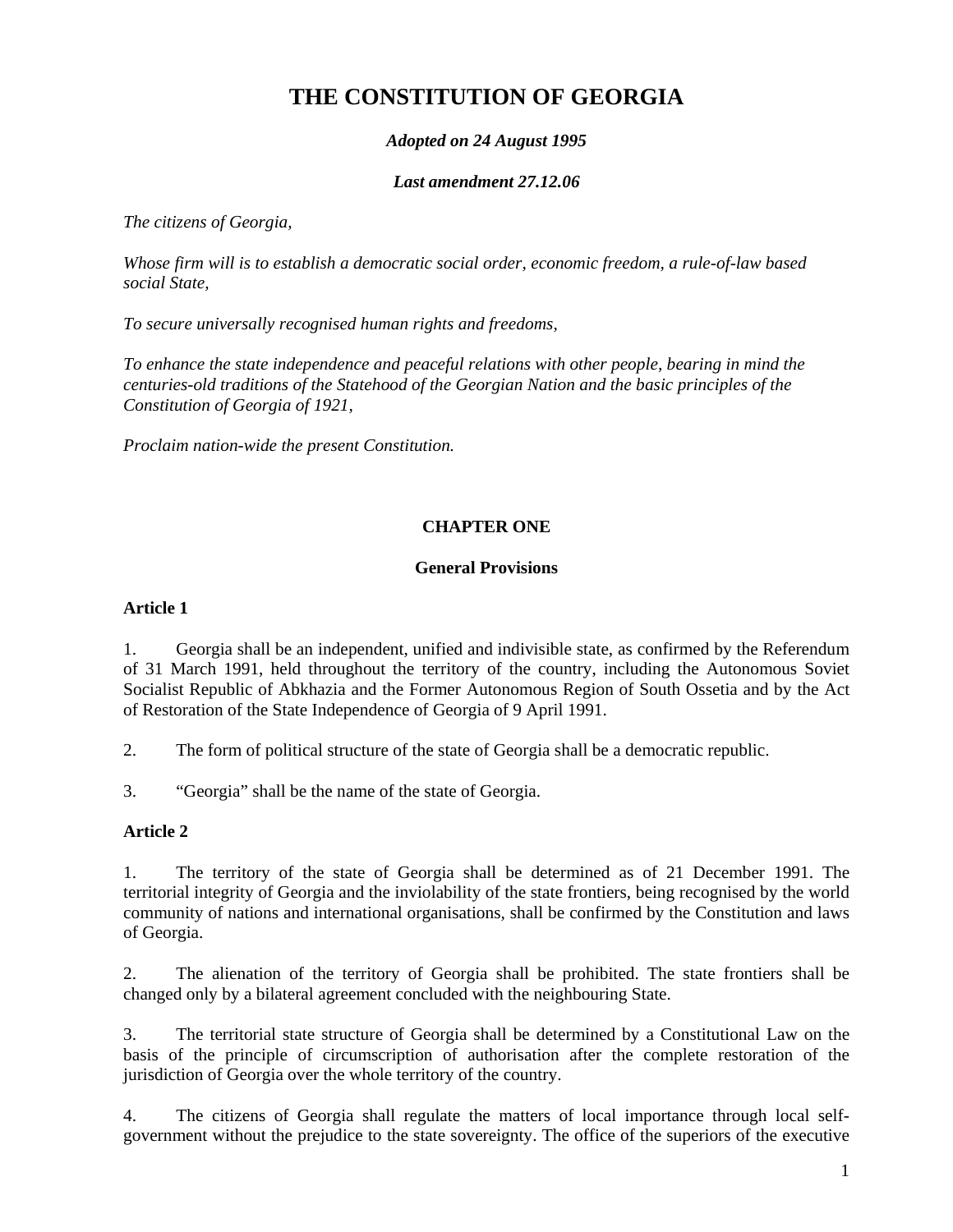# THE CONSTITUTION OF GEORGIA

***Adopted on 24 August 1995***

***Last amendment 27.12.06***

*The citizens of Georgia,*

*Whose firm will is to establish a democratic social order, economic freedom, a rule-of-law based social State,*

*To secure universally recognised human rights and freedoms,*

*To enhance the state independence and peaceful relations with other people, bearing in mind the centuries-old traditions of the Statehood of the Georgian Nation and the basic principles of the Constitution of Georgia of 1921,*

*Proclaim nation-wide the present Constitution.*

## CHAPTER ONE

## General Provisions

### Article 1

1. Georgia shall be an independent, unified and indivisible state, as confirmed by the Referendum of 31 March 1991, held throughout the territory of the country, including the Autonomous Soviet Socialist Republic of Abkhazia and the Former Autonomous Region of South Ossetia and by the Act of Restoration of the State Independence of Georgia of 9 April 1991.

2. The form of political structure of the state of Georgia shall be a democratic republic.

3. "Georgia" shall be the name of the state of Georgia.

### Article 2

1. The territory of the state of Georgia shall be determined as of 21 December 1991. The territorial integrity of Georgia and the inviolability of the state frontiers, being recognised by the world community of nations and international organisations, shall be confirmed by the Constitution and laws of Georgia.

2. The alienation of the territory of Georgia shall be prohibited. The state frontiers shall be changed only by a bilateral agreement concluded with the neighbouring State.

3. The territorial state structure of Georgia shall be determined by a Constitutional Law on the basis of the principle of circumscription of authorisation after the complete restoration of the jurisdiction of Georgia over the whole territory of the country.

4. The citizens of Georgia shall regulate the matters of local importance through local self-government without the prejudice to the state sovereignty. The office of the superiors of the executive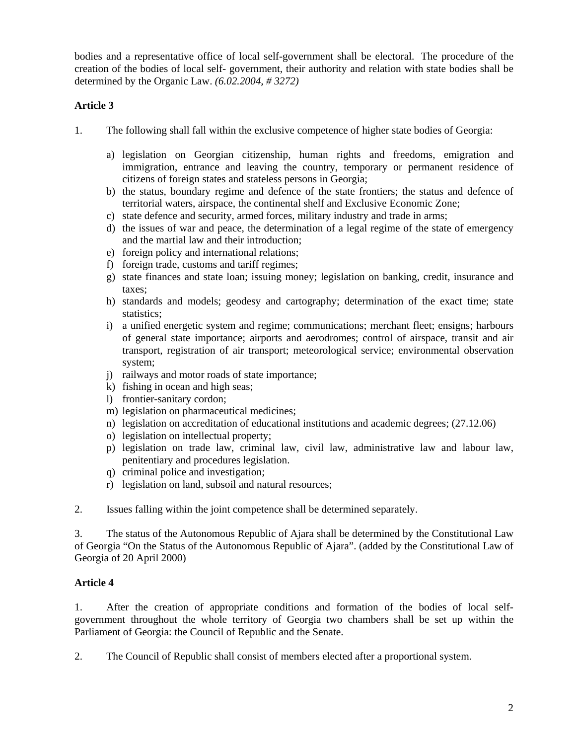bodies and a representative office of local self-government shall be electoral. The procedure of the creation of the bodies of local self- government, their authority and relation with state bodies shall be determined by the Organic Law. *(6.02.2004, # 3272)*

**Article 3**

1. The following shall fall within the exclusive competence of higher state bodies of Georgia:

   a) legislation on Georgian citizenship, human rights and freedoms, emigration and immigration, entrance and leaving the country, temporary or permanent residence of citizens of foreign states and stateless persons in Georgia;
   b) the status, boundary regime and defence of the state frontiers; the status and defence of territorial waters, airspace, the continental shelf and Exclusive Economic Zone;
   c) state defence and security, armed forces, military industry and trade in arms;
   d) the issues of war and peace, the determination of a legal regime of the state of emergency and the martial law and their introduction;
   e) foreign policy and international relations;
   f) foreign trade, customs and tariff regimes;
   g) state finances and state loan; issuing money; legislation on banking, credit, insurance and taxes;
   h) standards and models; geodesy and cartography; determination of the exact time; state statistics;
   i) a unified energetic system and regime; communications; merchant fleet; ensigns; harbours of general state importance; airports and aerodromes; control of airspace, transit and air transport, registration of air transport; meteorological service; environmental observation system;
   j) railways and motor roads of state importance;
   k) fishing in ocean and high seas;
   l) frontier-sanitary cordon;
   m) legislation on pharmaceutical medicines;
   n) legislation on accreditation of educational institutions and academic degrees; (27.12.06)
   o) legislation on intellectual property;
   p) legislation on trade law, criminal law, civil law, administrative law and labour law, penitentiary and procedures legislation.
   q) criminal police and investigation;
   r) legislation on land, subsoil and natural resources;

2. Issues falling within the joint competence shall be determined separately.

3. The status of the Autonomous Republic of Ajara shall be determined by the Constitutional Law of Georgia "On the Status of the Autonomous Republic of Ajara". (added by the Constitutional Law of Georgia of 20 April 2000)

**Article 4**

1. After the creation of appropriate conditions and formation of the bodies of local self-government throughout the whole territory of Georgia two chambers shall be set up within the Parliament of Georgia: the Council of Republic and the Senate.

2. The Council of Republic shall consist of members elected after a proportional system.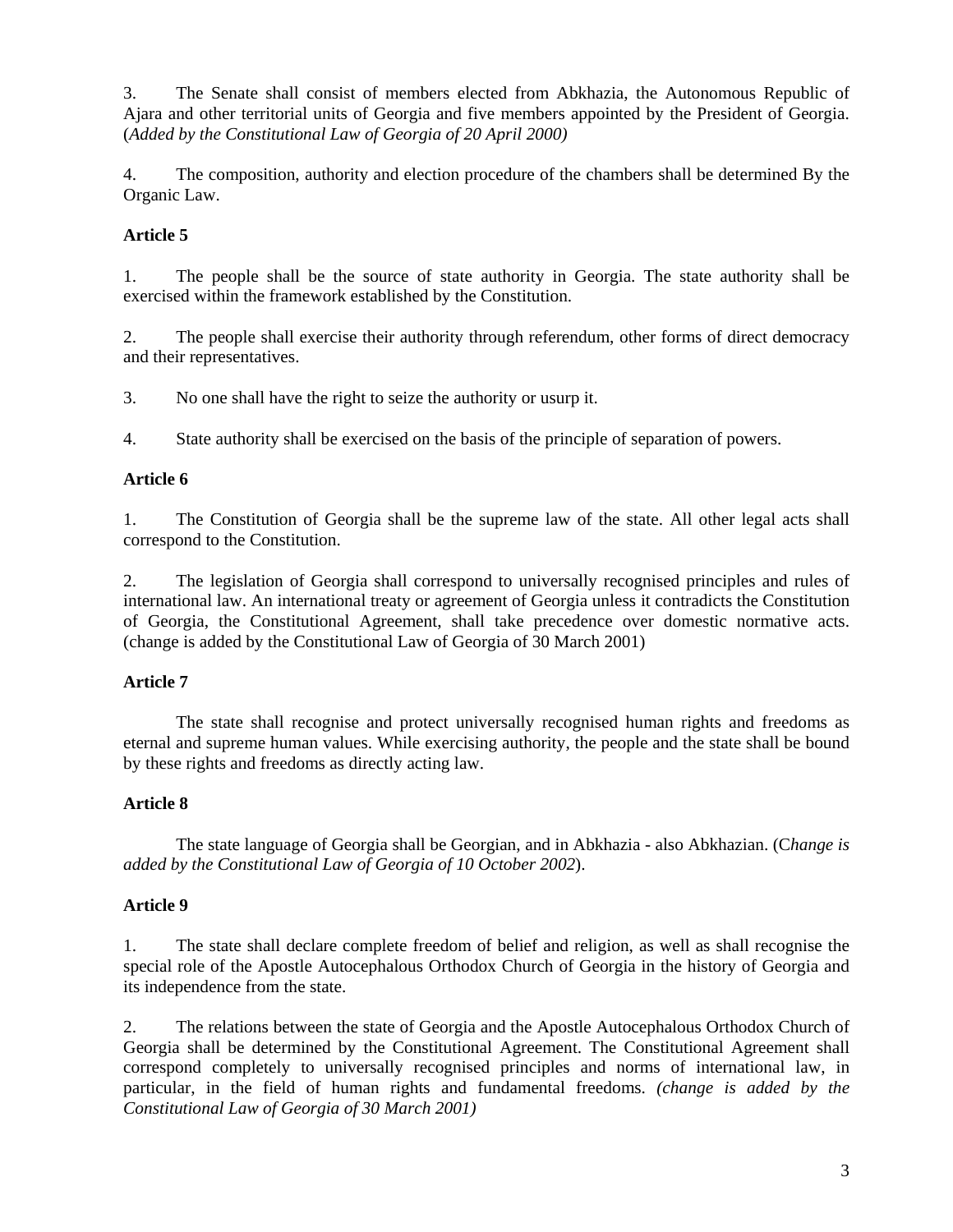3. The Senate shall consist of members elected from Abkhazia, the Autonomous Republic of Ajara and other territorial units of Georgia and five members appointed by the President of Georgia. (*Added by the Constitutional Law of Georgia of 20 April 2000)*

4. The composition, authority and election procedure of the chambers shall be determined By the Organic Law.

**Article 5**

1. The people shall be the source of state authority in Georgia. The state authority shall be exercised within the framework established by the Constitution.

2. The people shall exercise their authority through referendum, other forms of direct democracy and their representatives.

3. No one shall have the right to seize the authority or usurp it.

4. State authority shall be exercised on the basis of the principle of separation of powers.

**Article 6**

1. The Constitution of Georgia shall be the supreme law of the state. All other legal acts shall correspond to the Constitution.

2. The legislation of Georgia shall correspond to universally recognised principles and rules of international law. An international treaty or agreement of Georgia unless it contradicts the Constitution of Georgia, the Constitutional Agreement, shall take precedence over domestic normative acts. (change is added by the Constitutional Law of Georgia of 30 March 2001)

**Article 7**

The state shall recognise and protect universally recognised human rights and freedoms as eternal and supreme human values. While exercising authority, the people and the state shall be bound by these rights and freedoms as directly acting law.

**Article 8**

The state language of Georgia shall be Georgian, and in Abkhazia - also Abkhazian. (C*hange is added by the Constitutional Law of Georgia of 10 October 2002*).

**Article 9**

1. The state shall declare complete freedom of belief and religion, as well as shall recognise the special role of the Apostle Autocephalous Orthodox Church of Georgia in the history of Georgia and its independence from the state.

2. The relations between the state of Georgia and the Apostle Autocephalous Orthodox Church of Georgia shall be determined by the Constitutional Agreement. The Constitutional Agreement shall correspond completely to universally recognised principles and norms of international law, in particular, in the field of human rights and fundamental freedoms. *(change is added by the Constitutional Law of Georgia of 30 March 2001)*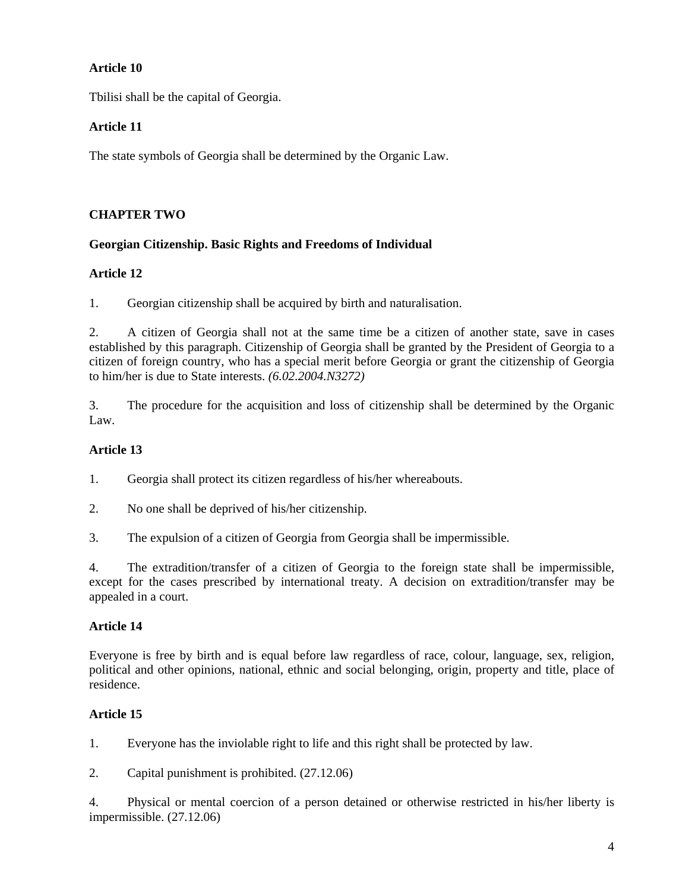**Article 10**

Tbilisi shall be the capital of Georgia.

**Article 11**

The state symbols of Georgia shall be determined by the Organic Law.

## CHAPTER TWO

### Georgian Citizenship. Basic Rights and Freedoms of Individual

**Article 12**

1. Georgian citizenship shall be acquired by birth and naturalisation.

2. A citizen of Georgia shall not at the same time be a citizen of another state, save in cases established by this paragraph. Citizenship of Georgia shall be granted by the President of Georgia to a citizen of foreign country, who has a special merit before Georgia or grant the citizenship of Georgia to him/her is due to State interests. *(6.02.2004.N3272)*

3. The procedure for the acquisition and loss of citizenship shall be determined by the Organic Law.

**Article 13**

1. Georgia shall protect its citizen regardless of his/her whereabouts.

2. No one shall be deprived of his/her citizenship.

3. The expulsion of a citizen of Georgia from Georgia shall be impermissible.

4. The extradition/transfer of a citizen of Georgia to the foreign state shall be impermissible, except for the cases prescribed by international treaty. A decision on extradition/transfer may be appealed in a court.

**Article 14**

Everyone is free by birth and is equal before law regardless of race, colour, language, sex, religion, political and other opinions, national, ethnic and social belonging, origin, property and title, place of residence.

**Article 15**

1. Everyone has the inviolable right to life and this right shall be protected by law.

2. Capital punishment is prohibited. (27.12.06)

4. Physical or mental coercion of a person detained or otherwise restricted in his/her liberty is impermissible. (27.12.06)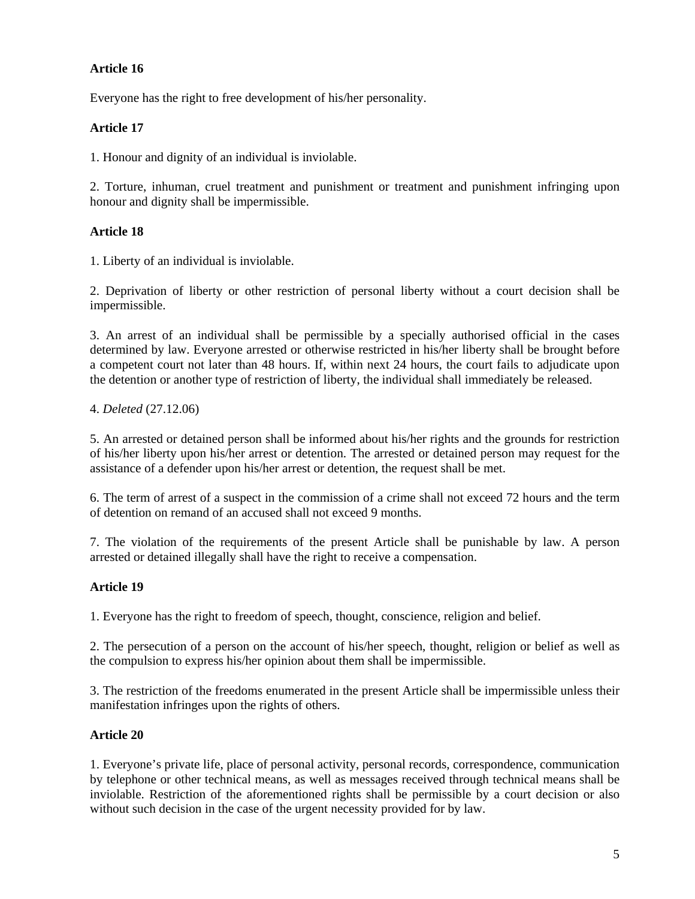**Article 16**

Everyone has the right to free development of his/her personality.

**Article 17**

1. Honour and dignity of an individual is inviolable.

2. Torture, inhuman, cruel treatment and punishment or treatment and punishment infringing upon honour and dignity shall be impermissible.

**Article 18**

1. Liberty of an individual is inviolable.

2. Deprivation of liberty or other restriction of personal liberty without a court decision shall be impermissible.

3. An arrest of an individual shall be permissible by a specially authorised official in the cases determined by law. Everyone arrested or otherwise restricted in his/her liberty shall be brought before a competent court not later than 48 hours. If, within next 24 hours, the court fails to adjudicate upon the detention or another type of restriction of liberty, the individual shall immediately be released.

4. *Deleted* (27.12.06)

5. An arrested or detained person shall be informed about his/her rights and the grounds for restriction of his/her liberty upon his/her arrest or detention. The arrested or detained person may request for the assistance of a defender upon his/her arrest or detention, the request shall be met.

6. The term of arrest of a suspect in the commission of a crime shall not exceed 72 hours and the term of detention on remand of an accused shall not exceed 9 months.

7. The violation of the requirements of the present Article shall be punishable by law. A person arrested or detained illegally shall have the right to receive a compensation.

**Article 19**

1. Everyone has the right to freedom of speech, thought, conscience, religion and belief.

2. The persecution of a person on the account of his/her speech, thought, religion or belief as well as the compulsion to express his/her opinion about them shall be impermissible.

3. The restriction of the freedoms enumerated in the present Article shall be impermissible unless their manifestation infringes upon the rights of others.

**Article 20**

1. Everyone's private life, place of personal activity, personal records, correspondence, communication by telephone or other technical means, as well as messages received through technical means shall be inviolable. Restriction of the aforementioned rights shall be permissible by a court decision or also without such decision in the case of the urgent necessity provided for by law.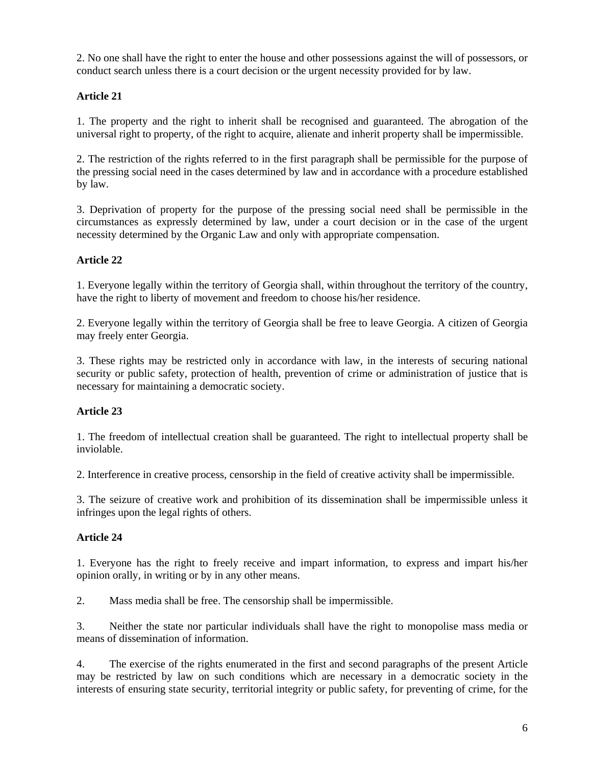2. No one shall have the right to enter the house and other possessions against the will of possessors, or conduct search unless there is a court decision or the urgent necessity provided for by law.

**Article 21**

1. The property and the right to inherit shall be recognised and guaranteed. The abrogation of the universal right to property, of the right to acquire, alienate and inherit property shall be impermissible.

2. The restriction of the rights referred to in the first paragraph shall be permissible for the purpose of the pressing social need in the cases determined by law and in accordance with a procedure established by law.

3. Deprivation of property for the purpose of the pressing social need shall be permissible in the circumstances as expressly determined by law, under a court decision or in the case of the urgent necessity determined by the Organic Law and only with appropriate compensation.

**Article 22**

1. Everyone legally within the territory of Georgia shall, within throughout the territory of the country, have the right to liberty of movement and freedom to choose his/her residence.

2. Everyone legally within the territory of Georgia shall be free to leave Georgia. A citizen of Georgia may freely enter Georgia.

3. These rights may be restricted only in accordance with law, in the interests of securing national security or public safety, protection of health, prevention of crime or administration of justice that is necessary for maintaining a democratic society.

**Article 23**

1. The freedom of intellectual creation shall be guaranteed. The right to intellectual property shall be inviolable.

2. Interference in creative process, censorship in the field of creative activity shall be impermissible.

3. The seizure of creative work and prohibition of its dissemination shall be impermissible unless it infringes upon the legal rights of others.

**Article 24**

1. Everyone has the right to freely receive and impart information, to express and impart his/her opinion orally, in writing or by in any other means.

2. Mass media shall be free. The censorship shall be impermissible.

3. Neither the state nor particular individuals shall have the right to monopolise mass media or means of dissemination of information.

4. The exercise of the rights enumerated in the first and second paragraphs of the present Article may be restricted by law on such conditions which are necessary in a democratic society in the interests of ensuring state security, territorial integrity or public safety, for preventing of crime, for the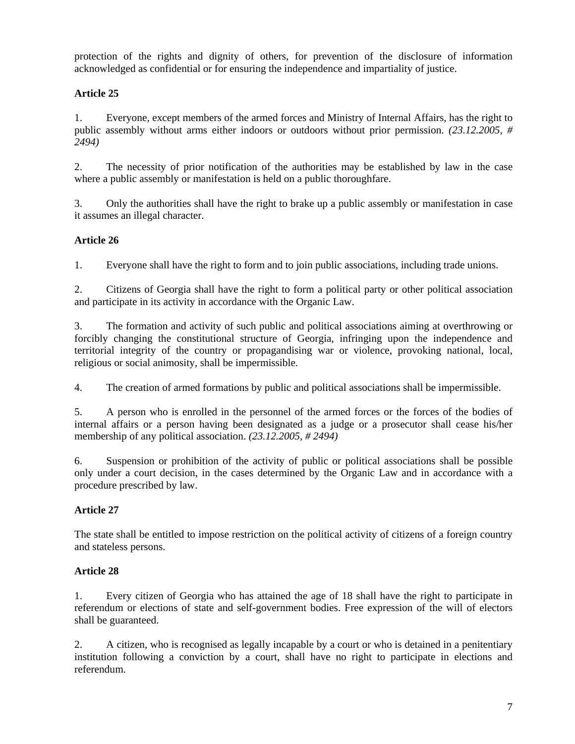protection of the rights and dignity of others, for prevention of the disclosure of information acknowledged as confidential or for ensuring the independence and impartiality of justice.

**Article 25**

1. Everyone, except members of the armed forces and Ministry of Internal Affairs, has the right to public assembly without arms either indoors or outdoors without prior permission. *(23.12.2005, # 2494)*

2. The necessity of prior notification of the authorities may be established by law in the case where a public assembly or manifestation is held on a public thoroughfare.

3. Only the authorities shall have the right to brake up a public assembly or manifestation in case it assumes an illegal character.

**Article 26**

1. Everyone shall have the right to form and to join public associations, including trade unions.

2. Citizens of Georgia shall have the right to form a political party or other political association and participate in its activity in accordance with the Organic Law.

3. The formation and activity of such public and political associations aiming at overthrowing or forcibly changing the constitutional structure of Georgia, infringing upon the independence and territorial integrity of the country or propagandising war or violence, provoking national, local, religious or social animosity, shall be impermissible.

4. The creation of armed formations by public and political associations shall be impermissible.

5. A person who is enrolled in the personnel of the armed forces or the forces of the bodies of internal affairs or a person having been designated as a judge or a prosecutor shall cease his/her membership of any political association. *(23.12.2005, # 2494)*

6. Suspension or prohibition of the activity of public or political associations shall be possible only under a court decision, in the cases determined by the Organic Law and in accordance with a procedure prescribed by law.

**Article 27**

The state shall be entitled to impose restriction on the political activity of citizens of a foreign country and stateless persons.

**Article 28**

1. Every citizen of Georgia who has attained the age of 18 shall have the right to participate in referendum or elections of state and self-government bodies. Free expression of the will of electors shall be guaranteed.

2. A citizen, who is recognised as legally incapable by a court or who is detained in a penitentiary institution following a conviction by a court, shall have no right to participate in elections and referendum.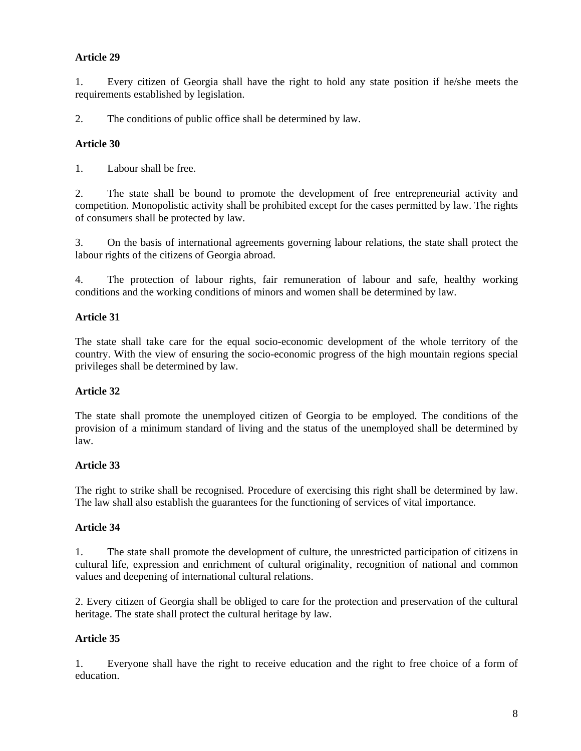**Article 29**

1. Every citizen of Georgia shall have the right to hold any state position if he/she meets the requirements established by legislation.

2. The conditions of public office shall be determined by law.

**Article 30**

1. Labour shall be free.

2. The state shall be bound to promote the development of free entrepreneurial activity and competition. Monopolistic activity shall be prohibited except for the cases permitted by law. The rights of consumers shall be protected by law.

3. On the basis of international agreements governing labour relations, the state shall protect the labour rights of the citizens of Georgia abroad.

4. The protection of labour rights, fair remuneration of labour and safe, healthy working conditions and the working conditions of minors and women shall be determined by law.

**Article 31**

The state shall take care for the equal socio-economic development of the whole territory of the country. With the view of ensuring the socio-economic progress of the high mountain regions special privileges shall be determined by law.

**Article 32**

The state shall promote the unemployed citizen of Georgia to be employed. The conditions of the provision of a minimum standard of living and the status of the unemployed shall be determined by law.

**Article 33**

The right to strike shall be recognised. Procedure of exercising this right shall be determined by law. The law shall also establish the guarantees for the functioning of services of vital importance.

**Article 34**

1. The state shall promote the development of culture, the unrestricted participation of citizens in cultural life, expression and enrichment of cultural originality, recognition of national and common values and deepening of international cultural relations.

2. Every citizen of Georgia shall be obliged to care for the protection and preservation of the cultural heritage. The state shall protect the cultural heritage by law.

**Article 35**

1. Everyone shall have the right to receive education and the right to free choice of a form of education.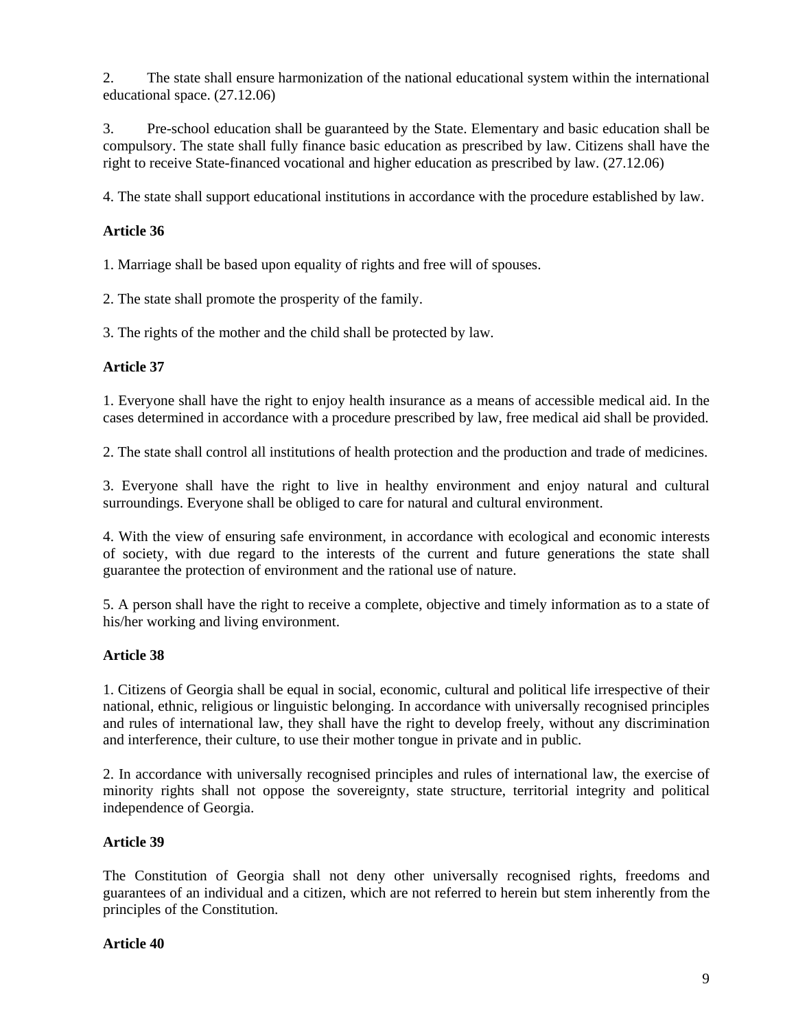2. The state shall ensure harmonization of the national educational system within the international educational space. (27.12.06)

3. Pre-school education shall be guaranteed by the State. Elementary and basic education shall be compulsory. The state shall fully finance basic education as prescribed by law. Citizens shall have the right to receive State-financed vocational and higher education as prescribed by law. (27.12.06)

4. The state shall support educational institutions in accordance with the procedure established by law.

**Article 36**

1. Marriage shall be based upon equality of rights and free will of spouses.

2. The state shall promote the prosperity of the family.

3. The rights of the mother and the child shall be protected by law.

**Article 37**

1. Everyone shall have the right to enjoy health insurance as a means of accessible medical aid. In the cases determined in accordance with a procedure prescribed by law, free medical aid shall be provided.

2. The state shall control all institutions of health protection and the production and trade of medicines.

3. Everyone shall have the right to live in healthy environment and enjoy natural and cultural surroundings. Everyone shall be obliged to care for natural and cultural environment.

4. With the view of ensuring safe environment, in accordance with ecological and economic interests of society, with due regard to the interests of the current and future generations the state shall guarantee the protection of environment and the rational use of nature.

5. A person shall have the right to receive a complete, objective and timely information as to a state of his/her working and living environment.

**Article 38**

1. Citizens of Georgia shall be equal in social, economic, cultural and political life irrespective of their national, ethnic, religious or linguistic belonging. In accordance with universally recognised principles and rules of international law, they shall have the right to develop freely, without any discrimination and interference, their culture, to use their mother tongue in private and in public.

2. In accordance with universally recognised principles and rules of international law, the exercise of minority rights shall not oppose the sovereignty, state structure, territorial integrity and political independence of Georgia.

**Article 39**

The Constitution of Georgia shall not deny other universally recognised rights, freedoms and guarantees of an individual and a citizen, which are not referred to herein but stem inherently from the principles of the Constitution.

**Article 40**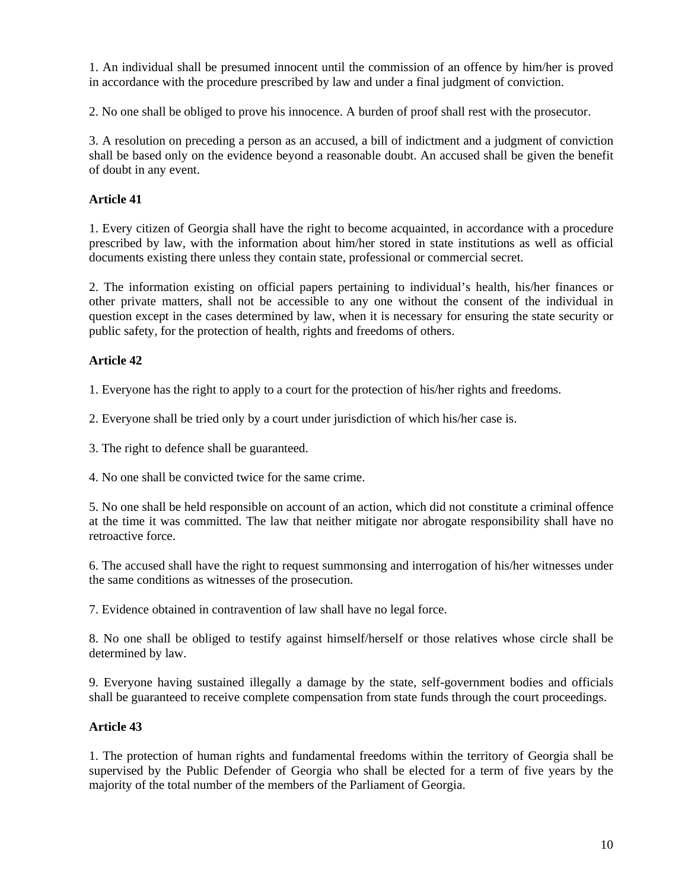1. An individual shall be presumed innocent until the commission of an offence by him/her is proved in accordance with the procedure prescribed by law and under a final judgment of conviction.

2. No one shall be obliged to prove his innocence. A burden of proof shall rest with the prosecutor.

3. A resolution on preceding a person as an accused, a bill of indictment and a judgment of conviction shall be based only on the evidence beyond a reasonable doubt. An accused shall be given the benefit of doubt in any event.

**Article 41**

1. Every citizen of Georgia shall have the right to become acquainted, in accordance with a procedure prescribed by law, with the information about him/her stored in state institutions as well as official documents existing there unless they contain state, professional or commercial secret.

2. The information existing on official papers pertaining to individual's health, his/her finances or other private matters, shall not be accessible to any one without the consent of the individual in question except in the cases determined by law, when it is necessary for ensuring the state security or public safety, for the protection of health, rights and freedoms of others.

**Article 42**

1. Everyone has the right to apply to a court for the protection of his/her rights and freedoms.

2. Everyone shall be tried only by a court under jurisdiction of which his/her case is.

3. The right to defence shall be guaranteed.

4. No one shall be convicted twice for the same crime.

5. No one shall be held responsible on account of an action, which did not constitute a criminal offence at the time it was committed. The law that neither mitigate nor abrogate responsibility shall have no retroactive force.

6. The accused shall have the right to request summonsing and interrogation of his/her witnesses under the same conditions as witnesses of the prosecution.

7. Evidence obtained in contravention of law shall have no legal force.

8. No one shall be obliged to testify against himself/herself or those relatives whose circle shall be determined by law.

9. Everyone having sustained illegally a damage by the state, self-government bodies and officials shall be guaranteed to receive complete compensation from state funds through the court proceedings.

**Article 43**

1. The protection of human rights and fundamental freedoms within the territory of Georgia shall be supervised by the Public Defender of Georgia who shall be elected for a term of five years by the majority of the total number of the members of the Parliament of Georgia.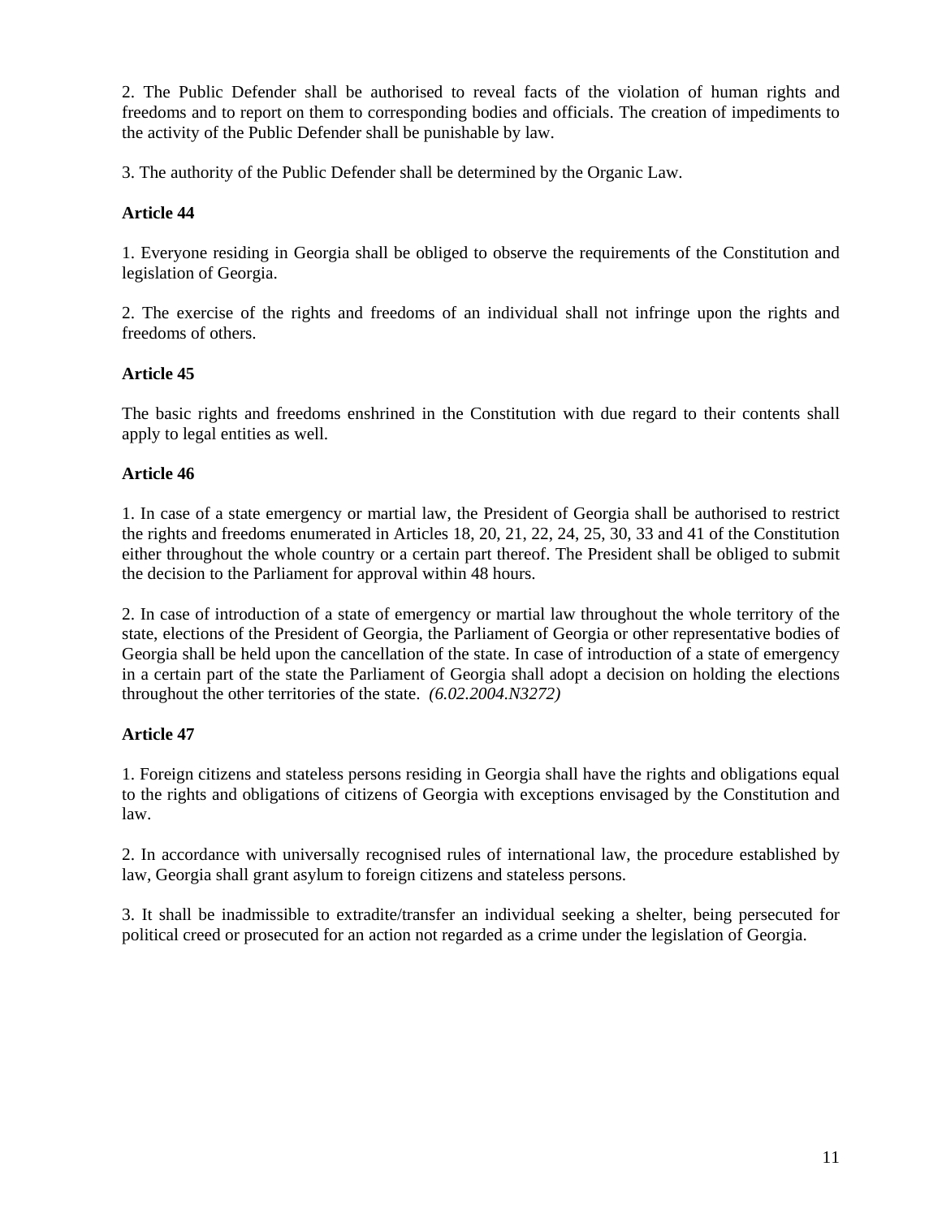2. The Public Defender shall be authorised to reveal facts of the violation of human rights and freedoms and to report on them to corresponding bodies and officials. The creation of impediments to the activity of the Public Defender shall be punishable by law.

3. The authority of the Public Defender shall be determined by the Organic Law.

**Article 44**

1. Everyone residing in Georgia shall be obliged to observe the requirements of the Constitution and legislation of Georgia.

2. The exercise of the rights and freedoms of an individual shall not infringe upon the rights and freedoms of others.

**Article 45**

The basic rights and freedoms enshrined in the Constitution with due regard to their contents shall apply to legal entities as well.

**Article 46**

1. In case of a state emergency or martial law, the President of Georgia shall be authorised to restrict the rights and freedoms enumerated in Articles 18, 20, 21, 22, 24, 25, 30, 33 and 41 of the Constitution either throughout the whole country or a certain part thereof. The President shall be obliged to submit the decision to the Parliament for approval within 48 hours.

2. In case of introduction of a state of emergency or martial law throughout the whole territory of the state, elections of the President of Georgia, the Parliament of Georgia or other representative bodies of Georgia shall be held upon the cancellation of the state. In case of introduction of a state of emergency in a certain part of the state the Parliament of Georgia shall adopt a decision on holding the elections throughout the other territories of the state. *(6.02.2004.N3272)*

**Article 47**

1. Foreign citizens and stateless persons residing in Georgia shall have the rights and obligations equal to the rights and obligations of citizens of Georgia with exceptions envisaged by the Constitution and law.

2. In accordance with universally recognised rules of international law, the procedure established by law, Georgia shall grant asylum to foreign citizens and stateless persons.

3. It shall be inadmissible to extradite/transfer an individual seeking a shelter, being persecuted for political creed or prosecuted for an action not regarded as a crime under the legislation of Georgia.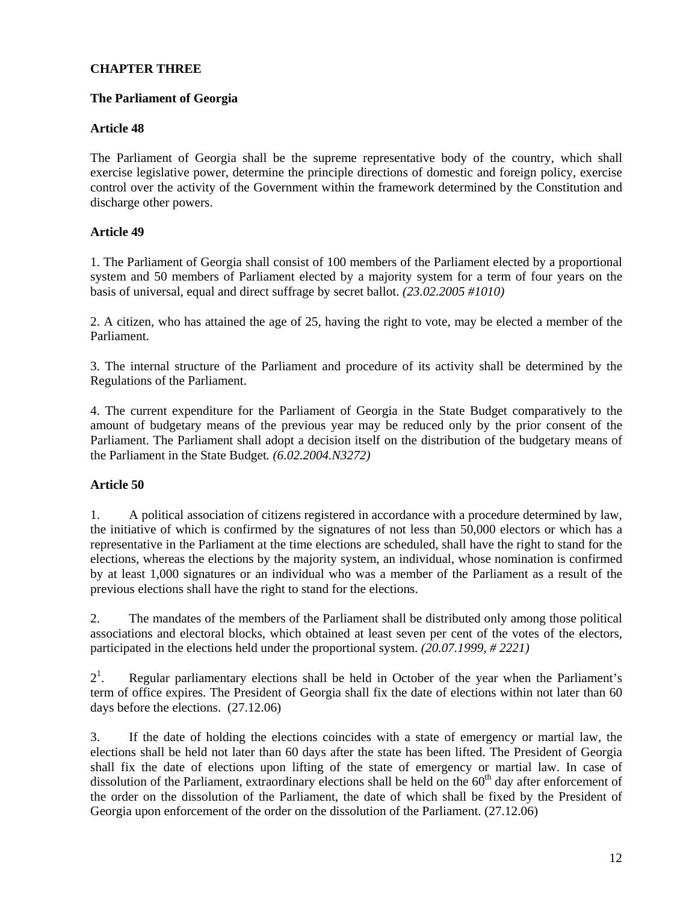## CHAPTER THREE

### The Parliament of Georgia

#### Article 48

The Parliament of Georgia shall be the supreme representative body of the country, which shall exercise legislative power, determine the principle directions of domestic and foreign policy, exercise control over the activity of the Government within the framework determined by the Constitution and discharge other powers.

#### Article 49

1. The Parliament of Georgia shall consist of 100 members of the Parliament elected by a proportional system and 50 members of Parliament elected by a majority system for a term of four years on the basis of universal, equal and direct suffrage by secret ballot. *(23.02.2005 #1010)*

2. A citizen, who has attained the age of 25, having the right to vote, may be elected a member of the Parliament.

3. The internal structure of the Parliament and procedure of its activity shall be determined by the Regulations of the Parliament.

4. The current expenditure for the Parliament of Georgia in the State Budget comparatively to the amount of budgetary means of the previous year may be reduced only by the prior consent of the Parliament. The Parliament shall adopt a decision itself on the distribution of the budgetary means of the Parliament in the State Budget*. (6.02.2004.N3272)*

#### Article 50

1. A political association of citizens registered in accordance with a procedure determined by law, the initiative of which is confirmed by the signatures of not less than 50,000 electors or which has a representative in the Parliament at the time elections are scheduled, shall have the right to stand for the elections, whereas the elections by the majority system, an individual, whose nomination is confirmed by at least 1,000 signatures or an individual who was a member of the Parliament as a result of the previous elections shall have the right to stand for the elections.

2. The mandates of the members of the Parliament shall be distributed only among those political associations and electoral blocks, which obtained at least seven per cent of the votes of the electors, participated in the elections held under the proportional system. *(20.07.1999, # 2221)*

$2^1$. Regular parliamentary elections shall be held in October of the year when the Parliament's term of office expires. The President of Georgia shall fix the date of elections within not later than 60 days before the elections. (27.12.06)

3. If the date of holding the elections coincides with a state of emergency or martial law, the elections shall be held not later than 60 days after the state has been lifted. The President of Georgia shall fix the date of elections upon lifting of the state of emergency or martial law. In case of dissolution of the Parliament, extraordinary elections shall be held on the $60^{th}$ day after enforcement of the order on the dissolution of the Parliament, the date of which shall be fixed by the President of Georgia upon enforcement of the order on the dissolution of the Parliament. (27.12.06)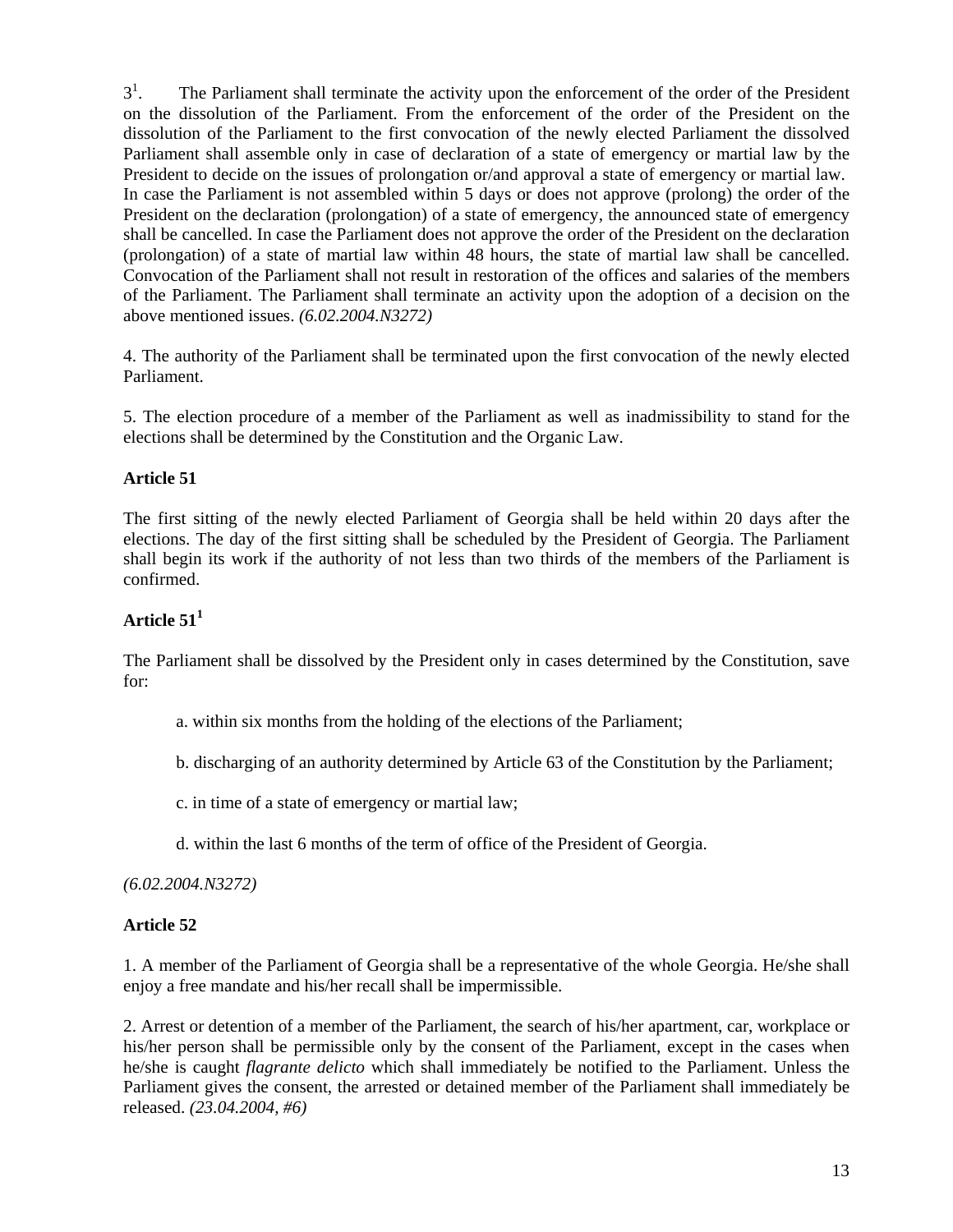3[1]. The Parliament shall terminate the activity upon the enforcement of the order of the President on the dissolution of the Parliament. From the enforcement of the order of the President on the dissolution of the Parliament to the first convocation of the newly elected Parliament the dissolved Parliament shall assemble only in case of declaration of a state of emergency or martial law by the President to decide on the issues of prolongation or/and approval a state of emergency or martial law. In case the Parliament is not assembled within 5 days or does not approve (prolong) the order of the President on the declaration (prolongation) of a state of emergency, the announced state of emergency shall be cancelled. In case the Parliament does not approve the order of the President on the declaration (prolongation) of a state of martial law within 48 hours, the state of martial law shall be cancelled. Convocation of the Parliament shall not result in restoration of the offices and salaries of the members of the Parliament. The Parliament shall terminate an activity upon the adoption of a decision on the above mentioned issues. *(6.02.2004.N3272)*

4. The authority of the Parliament shall be terminated upon the first convocation of the newly elected Parliament.

5. The election procedure of a member of the Parliament as well as inadmissibility to stand for the elections shall be determined by the Constitution and the Organic Law.

**Article 51**

The first sitting of the newly elected Parliament of Georgia shall be held within 20 days after the elections. The day of the first sitting shall be scheduled by the President of Georgia. The Parliament shall begin its work if the authority of not less than two thirds of the members of the Parliament is confirmed.

**Article 51[1]**

The Parliament shall be dissolved by the President only in cases determined by the Constitution, save for:

a. within six months from the holding of the elections of the Parliament;

b. discharging of an authority determined by Article 63 of the Constitution by the Parliament;

c. in time of a state of emergency or martial law;

d. within the last 6 months of the term of office of the President of Georgia.

*(6.02.2004.N3272)*

**Article 52**

1. A member of the Parliament of Georgia shall be a representative of the whole Georgia. He/she shall enjoy a free mandate and his/her recall shall be impermissible.

2. Arrest or detention of a member of the Parliament, the search of his/her apartment, car, workplace or his/her person shall be permissible only by the consent of the Parliament, except in the cases when he/she is caught *flagrante delicto* which shall immediately be notified to the Parliament. Unless the Parliament gives the consent, the arrested or detained member of the Parliament shall immediately be released. *(23.04.2004, #6)*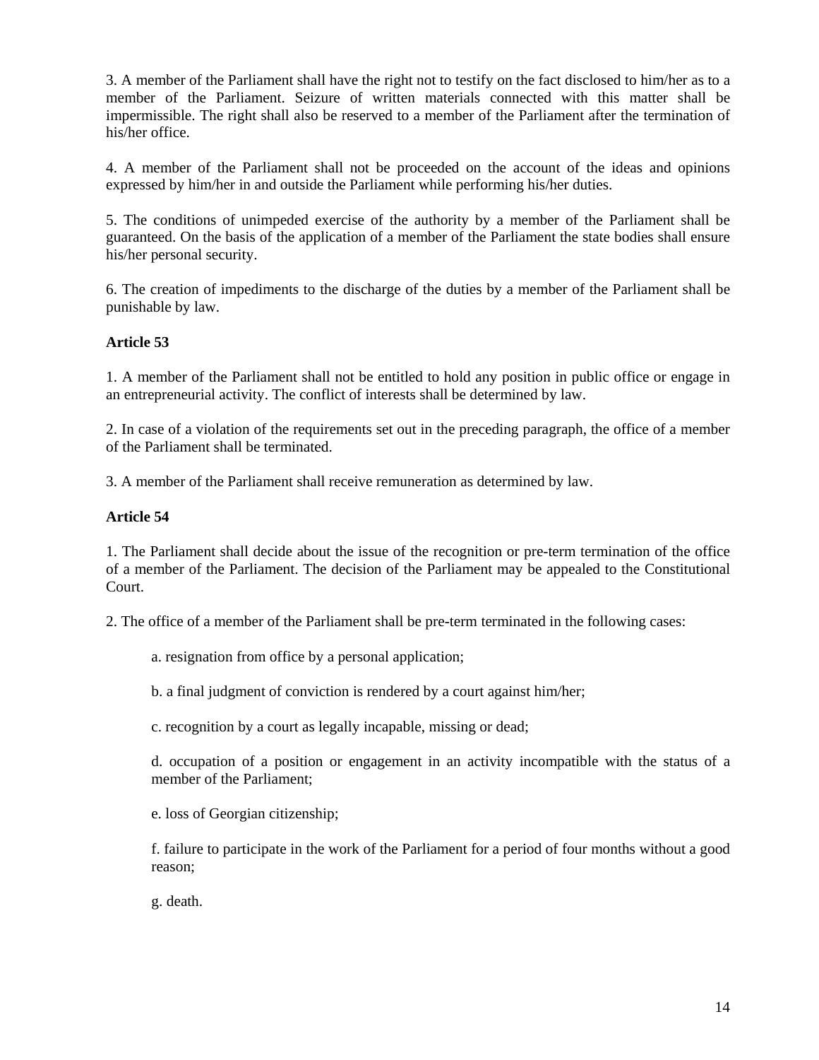3. A member of the Parliament shall have the right not to testify on the fact disclosed to him/her as to a member of the Parliament. Seizure of written materials connected with this matter shall be impermissible. The right shall also be reserved to a member of the Parliament after the termination of his/her office.

4. A member of the Parliament shall not be proceeded on the account of the ideas and opinions expressed by him/her in and outside the Parliament while performing his/her duties.

5. The conditions of unimpeded exercise of the authority by a member of the Parliament shall be guaranteed. On the basis of the application of a member of the Parliament the state bodies shall ensure his/her personal security.

6. The creation of impediments to the discharge of the duties by a member of the Parliament shall be punishable by law.

**Article 53**

1. A member of the Parliament shall not be entitled to hold any position in public office or engage in an entrepreneurial activity. The conflict of interests shall be determined by law.

2. In case of a violation of the requirements set out in the preceding paragraph, the office of a member of the Parliament shall be terminated.

3. A member of the Parliament shall receive remuneration as determined by law.

**Article 54**

1. The Parliament shall decide about the issue of the recognition or pre-term termination of the office of a member of the Parliament. The decision of the Parliament may be appealed to the Constitutional Court.

2. The office of a member of the Parliament shall be pre-term terminated in the following cases:

a. resignation from office by a personal application;

b. a final judgment of conviction is rendered by a court against him/her;

c. recognition by a court as legally incapable, missing or dead;

d. occupation of a position or engagement in an activity incompatible with the status of a member of the Parliament;

e. loss of Georgian citizenship;

f. failure to participate in the work of the Parliament for a period of four months without a good reason;

g. death.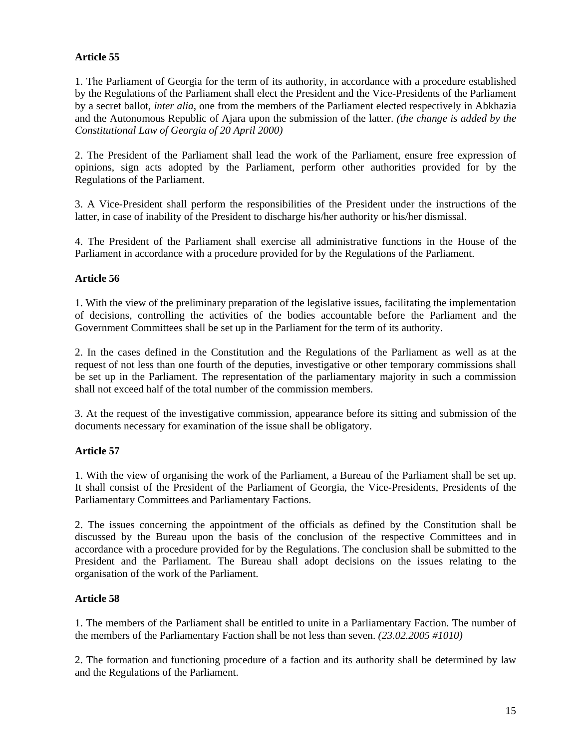**Article 55**

1. The Parliament of Georgia for the term of its authority, in accordance with a procedure established by the Regulations of the Parliament shall elect the President and the Vice-Presidents of the Parliament by a secret ballot, *inter alia*, one from the members of the Parliament elected respectively in Abkhazia and the Autonomous Republic of Ajara upon the submission of the latter. *(the change is added by the Constitutional Law of Georgia of 20 April 2000)*

2. The President of the Parliament shall lead the work of the Parliament, ensure free expression of opinions, sign acts adopted by the Parliament, perform other authorities provided for by the Regulations of the Parliament.

3. A Vice-President shall perform the responsibilities of the President under the instructions of the latter, in case of inability of the President to discharge his/her authority or his/her dismissal.

4. The President of the Parliament shall exercise all administrative functions in the House of the Parliament in accordance with a procedure provided for by the Regulations of the Parliament.

**Article 56**

1. With the view of the preliminary preparation of the legislative issues, facilitating the implementation of decisions, controlling the activities of the bodies accountable before the Parliament and the Government Committees shall be set up in the Parliament for the term of its authority.

2. In the cases defined in the Constitution and the Regulations of the Parliament as well as at the request of not less than one fourth of the deputies, investigative or other temporary commissions shall be set up in the Parliament. The representation of the parliamentary majority in such a commission shall not exceed half of the total number of the commission members.

3. At the request of the investigative commission, appearance before its sitting and submission of the documents necessary for examination of the issue shall be obligatory.

**Article 57**

1. With the view of organising the work of the Parliament, a Bureau of the Parliament shall be set up. It shall consist of the President of the Parliament of Georgia, the Vice-Presidents, Presidents of the Parliamentary Committees and Parliamentary Factions.

2. The issues concerning the appointment of the officials as defined by the Constitution shall be discussed by the Bureau upon the basis of the conclusion of the respective Committees and in accordance with a procedure provided for by the Regulations. The conclusion shall be submitted to the President and the Parliament. The Bureau shall adopt decisions on the issues relating to the organisation of the work of the Parliament.

**Article 58**

1. The members of the Parliament shall be entitled to unite in a Parliamentary Faction. The number of the members of the Parliamentary Faction shall be not less than seven. *(23.02.2005 #1010)*

2. The formation and functioning procedure of a faction and its authority shall be determined by law and the Regulations of the Parliament.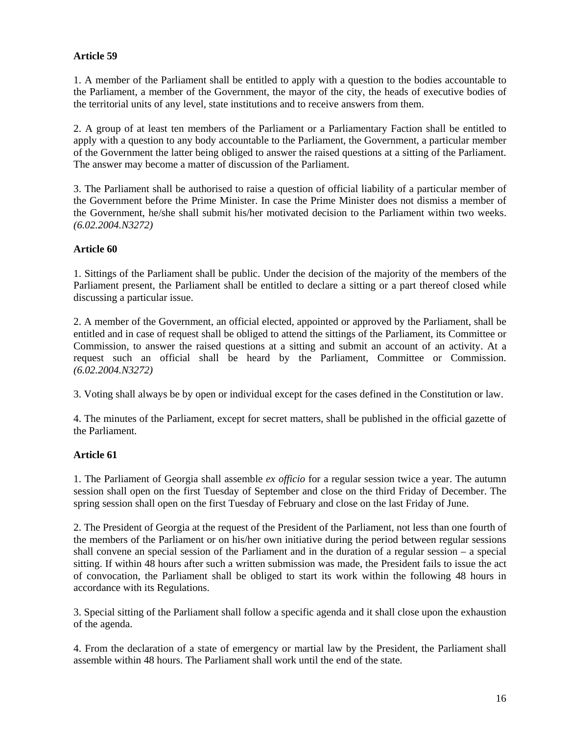**Article 59**

1. A member of the Parliament shall be entitled to apply with a question to the bodies accountable to the Parliament, a member of the Government, the mayor of the city, the heads of executive bodies of the territorial units of any level, state institutions and to receive answers from them.

2. A group of at least ten members of the Parliament or a Parliamentary Faction shall be entitled to apply with a question to any body accountable to the Parliament, the Government, a particular member of the Government the latter being obliged to answer the raised questions at a sitting of the Parliament. The answer may become a matter of discussion of the Parliament.

3. The Parliament shall be authorised to raise a question of official liability of a particular member of the Government before the Prime Minister. In case the Prime Minister does not dismiss a member of the Government, he/she shall submit his/her motivated decision to the Parliament within two weeks. *(6.02.2004.N3272)*

**Article 60**

1. Sittings of the Parliament shall be public. Under the decision of the majority of the members of the Parliament present, the Parliament shall be entitled to declare a sitting or a part thereof closed while discussing a particular issue.

2. A member of the Government, an official elected, appointed or approved by the Parliament, shall be entitled and in case of request shall be obliged to attend the sittings of the Parliament, its Committee or Commission, to answer the raised questions at a sitting and submit an account of an activity. At a request such an official shall be heard by the Parliament, Committee or Commission. *(6.02.2004.N3272)*

3. Voting shall always be by open or individual except for the cases defined in the Constitution or law.

4. The minutes of the Parliament, except for secret matters, shall be published in the official gazette of the Parliament.

**Article 61**

1. The Parliament of Georgia shall assemble *ex officio* for a regular session twice a year. The autumn session shall open on the first Tuesday of September and close on the third Friday of December. The spring session shall open on the first Tuesday of February and close on the last Friday of June.

2. The President of Georgia at the request of the President of the Parliament, not less than one fourth of the members of the Parliament or on his/her own initiative during the period between regular sessions shall convene an special session of the Parliament and in the duration of a regular session – a special sitting. If within 48 hours after such a written submission was made, the President fails to issue the act of convocation, the Parliament shall be obliged to start its work within the following 48 hours in accordance with its Regulations.

3. Special sitting of the Parliament shall follow a specific agenda and it shall close upon the exhaustion of the agenda.

4. From the declaration of a state of emergency or martial law by the President, the Parliament shall assemble within 48 hours. The Parliament shall work until the end of the state.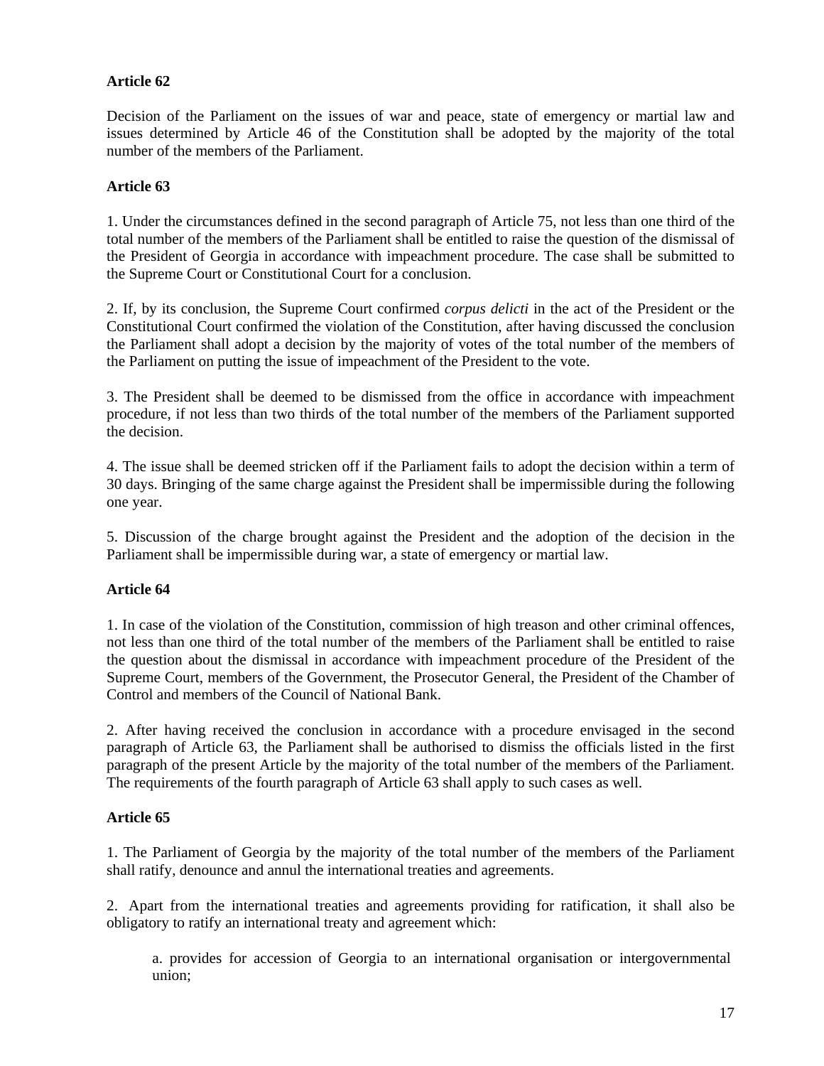**Article 62**

Decision of the Parliament on the issues of war and peace, state of emergency or martial law and issues determined by Article 46 of the Constitution shall be adopted by the majority of the total number of the members of the Parliament.

**Article 63**

1. Under the circumstances defined in the second paragraph of Article 75, not less than one third of the total number of the members of the Parliament shall be entitled to raise the question of the dismissal of the President of Georgia in accordance with impeachment procedure. The case shall be submitted to the Supreme Court or Constitutional Court for a conclusion.

2. If, by its conclusion, the Supreme Court confirmed *corpus delicti* in the act of the President or the Constitutional Court confirmed the violation of the Constitution, after having discussed the conclusion the Parliament shall adopt a decision by the majority of votes of the total number of the members of the Parliament on putting the issue of impeachment of the President to the vote.

3. The President shall be deemed to be dismissed from the office in accordance with impeachment procedure, if not less than two thirds of the total number of the members of the Parliament supported the decision.

4. The issue shall be deemed stricken off if the Parliament fails to adopt the decision within a term of 30 days. Bringing of the same charge against the President shall be impermissible during the following one year.

5. Discussion of the charge brought against the President and the adoption of the decision in the Parliament shall be impermissible during war, a state of emergency or martial law.

**Article 64**

1. In case of the violation of the Constitution, commission of high treason and other criminal offences, not less than one third of the total number of the members of the Parliament shall be entitled to raise the question about the dismissal in accordance with impeachment procedure of the President of the Supreme Court, members of the Government, the Prosecutor General, the President of the Chamber of Control and members of the Council of National Bank.

2. After having received the conclusion in accordance with a procedure envisaged in the second paragraph of Article 63, the Parliament shall be authorised to dismiss the officials listed in the first paragraph of the present Article by the majority of the total number of the members of the Parliament. The requirements of the fourth paragraph of Article 63 shall apply to such cases as well.

**Article 65**

1. The Parliament of Georgia by the majority of the total number of the members of the Parliament shall ratify, denounce and annul the international treaties and agreements.

2. Apart from the international treaties and agreements providing for ratification, it shall also be obligatory to ratify an international treaty and agreement which:

   a. provides for accession of Georgia to an international organisation or intergovernmental union;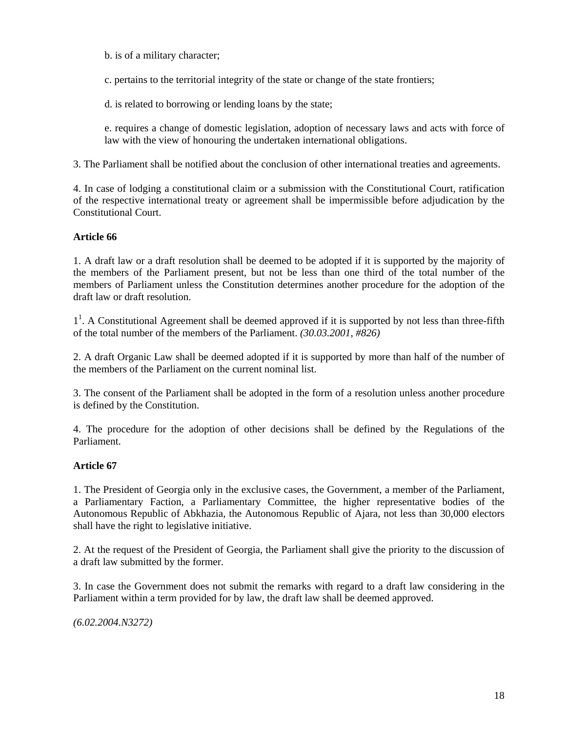b. is of a military character;

c. pertains to the territorial integrity of the state or change of the state frontiers;

d. is related to borrowing or lending loans by the state;

e. requires a change of domestic legislation, adoption of necessary laws and acts with force of law with the view of honouring the undertaken international obligations.

3. The Parliament shall be notified about the conclusion of other international treaties and agreements.

4. In case of lodging a constitutional claim or a submission with the Constitutional Court, ratification of the respective international treaty or agreement shall be impermissible before adjudication by the Constitutional Court.

**Article 66**

1. A draft law or a draft resolution shall be deemed to be adopted if it is supported by the majority of the members of the Parliament present, but not be less than one third of the total number of the members of Parliament unless the Constitution determines another procedure for the adoption of the draft law or draft resolution.

$1^1$. A Constitutional Agreement shall be deemed approved if it is supported by not less than three-fifth of the total number of the members of the Parliament. *(30.03.2001, #826)*

2. A draft Organic Law shall be deemed adopted if it is supported by more than half of the number of the members of the Parliament on the current nominal list.

3. The consent of the Parliament shall be adopted in the form of a resolution unless another procedure is defined by the Constitution.

4. The procedure for the adoption of other decisions shall be defined by the Regulations of the Parliament.

**Article 67**

1. The President of Georgia only in the exclusive cases, the Government, a member of the Parliament, a Parliamentary Faction, a Parliamentary Committee, the higher representative bodies of the Autonomous Republic of Abkhazia, the Autonomous Republic of Ajara, not less than 30,000 electors shall have the right to legislative initiative.

2. At the request of the President of Georgia, the Parliament shall give the priority to the discussion of a draft law submitted by the former.

3. In case the Government does not submit the remarks with regard to a draft law considering in the Parliament within a term provided for by law, the draft law shall be deemed approved.

*(6.02.2004.N3272)*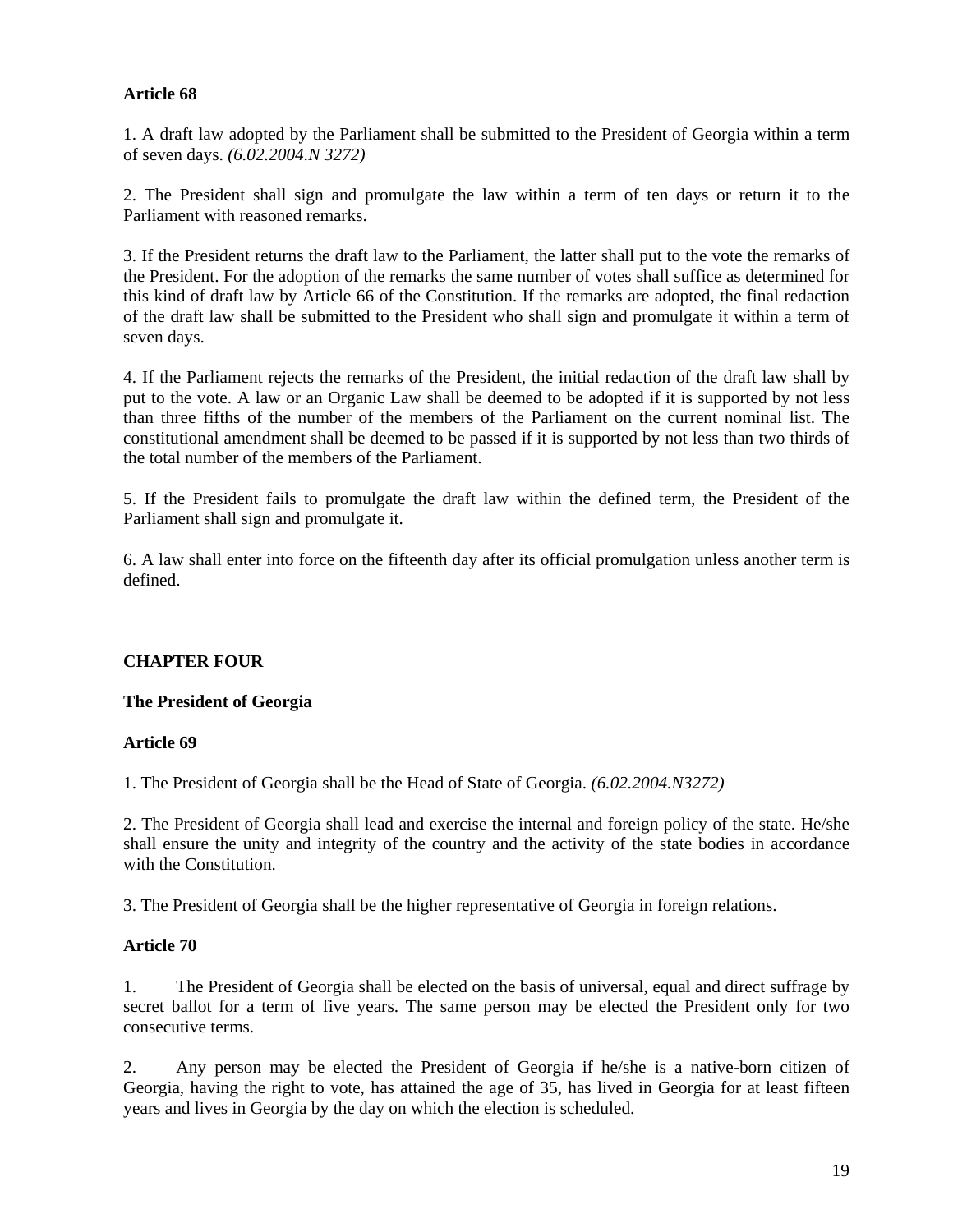**Article 68**

1. A draft law adopted by the Parliament shall be submitted to the President of Georgia within a term of seven days. *(6.02.2004.N 3272)*

2. The President shall sign and promulgate the law within a term of ten days or return it to the Parliament with reasoned remarks.

3. If the President returns the draft law to the Parliament, the latter shall put to the vote the remarks of the President. For the adoption of the remarks the same number of votes shall suffice as determined for this kind of draft law by Article 66 of the Constitution. If the remarks are adopted, the final redaction of the draft law shall be submitted to the President who shall sign and promulgate it within a term of seven days.

4. If the Parliament rejects the remarks of the President, the initial redaction of the draft law shall by put to the vote. A law or an Organic Law shall be deemed to be adopted if it is supported by not less than three fifths of the number of the members of the Parliament on the current nominal list. The constitutional amendment shall be deemed to be passed if it is supported by not less than two thirds of the total number of the members of the Parliament.

5. If the President fails to promulgate the draft law within the defined term, the President of the Parliament shall sign and promulgate it.

6. A law shall enter into force on the fifteenth day after its official promulgation unless another term is defined.

**CHAPTER FOUR**

**The President of Georgia**

**Article 69**

1. The President of Georgia shall be the Head of State of Georgia. *(6.02.2004.N3272)*

2. The President of Georgia shall lead and exercise the internal and foreign policy of the state. He/she shall ensure the unity and integrity of the country and the activity of the state bodies in accordance with the Constitution.

3. The President of Georgia shall be the higher representative of Georgia in foreign relations.

**Article 70**

1. The President of Georgia shall be elected on the basis of universal, equal and direct suffrage by secret ballot for a term of five years. The same person may be elected the President only for two consecutive terms.

2. Any person may be elected the President of Georgia if he/she is a native-born citizen of Georgia, having the right to vote, has attained the age of 35, has lived in Georgia for at least fifteen years and lives in Georgia by the day on which the election is scheduled.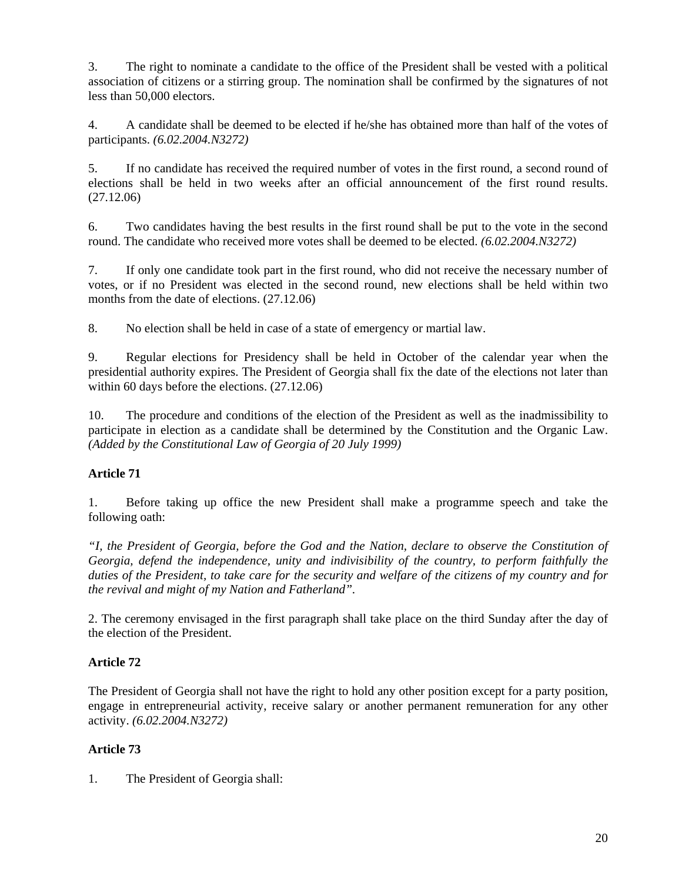3. The right to nominate a candidate to the office of the President shall be vested with a political association of citizens or a stirring group. The nomination shall be confirmed by the signatures of not less than 50,000 electors.

4. A candidate shall be deemed to be elected if he/she has obtained more than half of the votes of participants. *(6.02.2004.N3272)*

5. If no candidate has received the required number of votes in the first round, a second round of elections shall be held in two weeks after an official announcement of the first round results. (27.12.06)

6. Two candidates having the best results in the first round shall be put to the vote in the second round. The candidate who received more votes shall be deemed to be elected. *(6.02.2004.N3272)*

7. If only one candidate took part in the first round, who did not receive the necessary number of votes, or if no President was elected in the second round, new elections shall be held within two months from the date of elections. (27.12.06)

8. No election shall be held in case of a state of emergency or martial law.

9. Regular elections for Presidency shall be held in October of the calendar year when the presidential authority expires. The President of Georgia shall fix the date of the elections not later than within 60 days before the elections. (27.12.06)

10. The procedure and conditions of the election of the President as well as the inadmissibility to participate in election as a candidate shall be determined by the Constitution and the Organic Law. *(Added by the Constitutional Law of Georgia of 20 July 1999)*

**Article 71**

1. Before taking up office the new President shall make a programme speech and take the following oath:

*"I, the President of Georgia, before the God and the Nation, declare to observe the Constitution of Georgia, defend the independence, unity and indivisibility of the country, to perform faithfully the duties of the President, to take care for the security and welfare of the citizens of my country and for the revival and might of my Nation and Fatherland".*

2. The ceremony envisaged in the first paragraph shall take place on the third Sunday after the day of the election of the President.

**Article 72**

The President of Georgia shall not have the right to hold any other position except for a party position, engage in entrepreneurial activity, receive salary or another permanent remuneration for any other activity. *(6.02.2004.N3272)*

**Article 73**

1. The President of Georgia shall: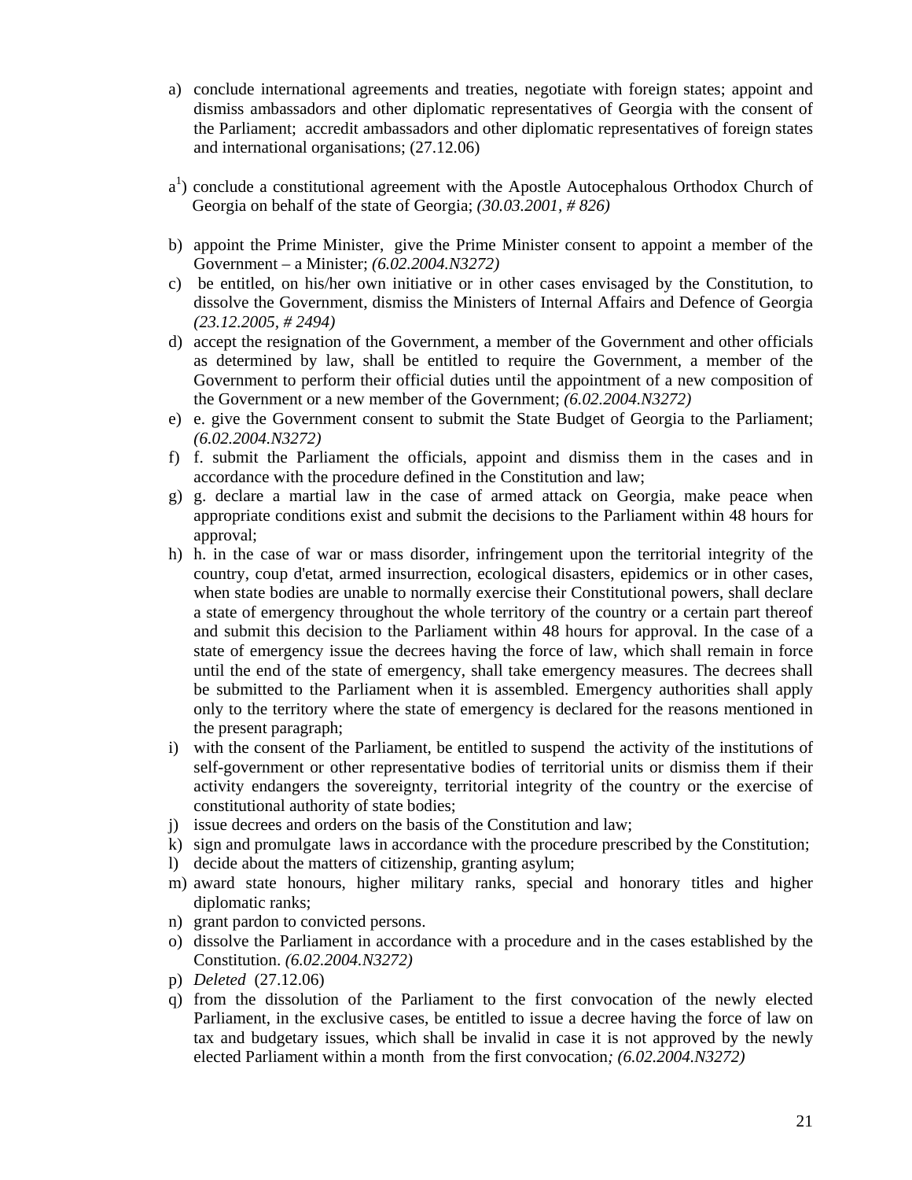a) conclude international agreements and treaties, negotiate with foreign states; appoint and dismiss ambassadors and other diplomatic representatives of Georgia with the consent of the Parliament; accredit ambassadors and other diplomatic representatives of foreign states and international organisations; (27.12.06)

a[1]) conclude a constitutional agreement with the Apostle Autocephalous Orthodox Church of Georgia on behalf of the state of Georgia; *(30.03.2001, # 826)*

b) appoint the Prime Minister, give the Prime Minister consent to appoint a member of the Government – a Minister; *(6.02.2004.N3272)*
c) be entitled, on his/her own initiative or in other cases envisaged by the Constitution, to dissolve the Government, dismiss the Ministers of Internal Affairs and Defence of Georgia *(23.12.2005, # 2494)*
d) accept the resignation of the Government, a member of the Government and other officials as determined by law, shall be entitled to require the Government, a member of the Government to perform their official duties until the appointment of a new composition of the Government or a new member of the Government; *(6.02.2004.N3272)*
e) e. give the Government consent to submit the State Budget of Georgia to the Parliament; *(6.02.2004.N3272)*
f) f. submit the Parliament the officials, appoint and dismiss them in the cases and in accordance with the procedure defined in the Constitution and law;
g) g. declare a martial law in the case of armed attack on Georgia, make peace when appropriate conditions exist and submit the decisions to the Parliament within 48 hours for approval;
h) h. in the case of war or mass disorder, infringement upon the territorial integrity of the country, coup d'etat, armed insurrection, ecological disasters, epidemics or in other cases, when state bodies are unable to normally exercise their Constitutional powers, shall declare a state of emergency throughout the whole territory of the country or a certain part thereof and submit this decision to the Parliament within 48 hours for approval. In the case of a state of emergency issue the decrees having the force of law, which shall remain in force until the end of the state of emergency, shall take emergency measures. The decrees shall be submitted to the Parliament when it is assembled. Emergency authorities shall apply only to the territory where the state of emergency is declared for the reasons mentioned in the present paragraph;
i) with the consent of the Parliament, be entitled to suspend the activity of the institutions of self-government or other representative bodies of territorial units or dismiss them if their activity endangers the sovereignty, territorial integrity of the country or the exercise of constitutional authority of state bodies;
j) issue decrees and orders on the basis of the Constitution and law;
k) sign and promulgate laws in accordance with the procedure prescribed by the Constitution;
l) decide about the matters of citizenship, granting asylum;
m) award state honours, higher military ranks, special and honorary titles and higher diplomatic ranks;
n) grant pardon to convicted persons.
o) dissolve the Parliament in accordance with a procedure and in the cases established by the Constitution. *(6.02.2004.N3272)*
p) *Deleted* (27.12.06)
q) from the dissolution of the Parliament to the first convocation of the newly elected Parliament, in the exclusive cases, be entitled to issue a decree having the force of law on tax and budgetary issues, which shall be invalid in case it is not approved by the newly elected Parliament within a month from the first convocation*; (6.02.2004.N3272)*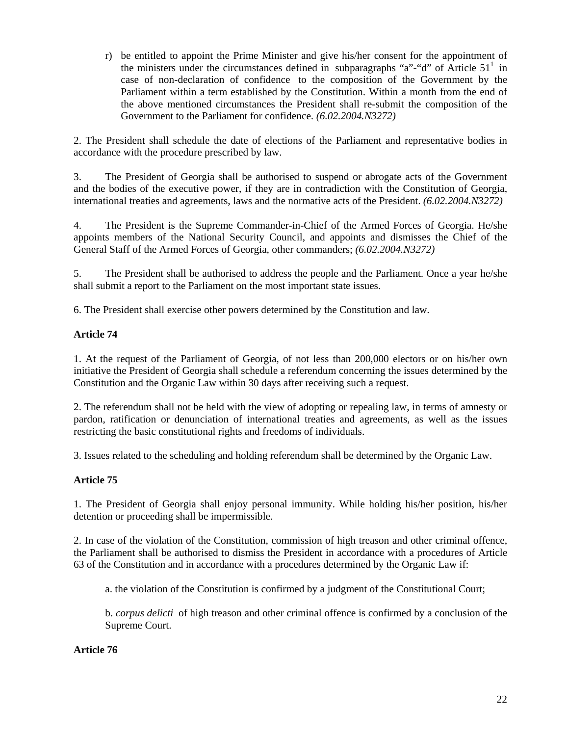r) be entitled to appoint the Prime Minister and give his/her consent for the appointment of the ministers under the circumstances defined in subparagraphs "a"-"d" of Article 51[1] in case of non-declaration of confidence to the composition of the Government by the Parliament within a term established by the Constitution. Within a month from the end of the above mentioned circumstances the President shall re-submit the composition of the Government to the Parliament for confidence. *(6.02.2004.N3272)*

2. The President shall schedule the date of elections of the Parliament and representative bodies in accordance with the procedure prescribed by law.

3. The President of Georgia shall be authorised to suspend or abrogate acts of the Government and the bodies of the executive power, if they are in contradiction with the Constitution of Georgia, international treaties and agreements, laws and the normative acts of the President. *(6.02.2004.N3272)*

4. The President is the Supreme Commander-in-Chief of the Armed Forces of Georgia. He/she appoints members of the National Security Council, and appoints and dismisses the Chief of the General Staff of the Armed Forces of Georgia, other commanders; *(6.02.2004.N3272)*

5. The President shall be authorised to address the people and the Parliament. Once a year he/she shall submit a report to the Parliament on the most important state issues.

6. The President shall exercise other powers determined by the Constitution and law.

**Article 74**

1. At the request of the Parliament of Georgia, of not less than 200,000 electors or on his/her own initiative the President of Georgia shall schedule a referendum concerning the issues determined by the Constitution and the Organic Law within 30 days after receiving such a request.

2. The referendum shall not be held with the view of adopting or repealing law, in terms of amnesty or pardon, ratification or denunciation of international treaties and agreements, as well as the issues restricting the basic constitutional rights and freedoms of individuals.

3. Issues related to the scheduling and holding referendum shall be determined by the Organic Law.

**Article 75**

1. The President of Georgia shall enjoy personal immunity. While holding his/her position, his/her detention or proceeding shall be impermissible.

2. In case of the violation of the Constitution, commission of high treason and other criminal offence, the Parliament shall be authorised to dismiss the President in accordance with a procedures of Article 63 of the Constitution and in accordance with a procedures determined by the Organic Law if:

a. the violation of the Constitution is confirmed by a judgment of the Constitutional Court;

b. *corpus delicti* of high treason and other criminal offence is confirmed by a conclusion of the Supreme Court.

**Article 76**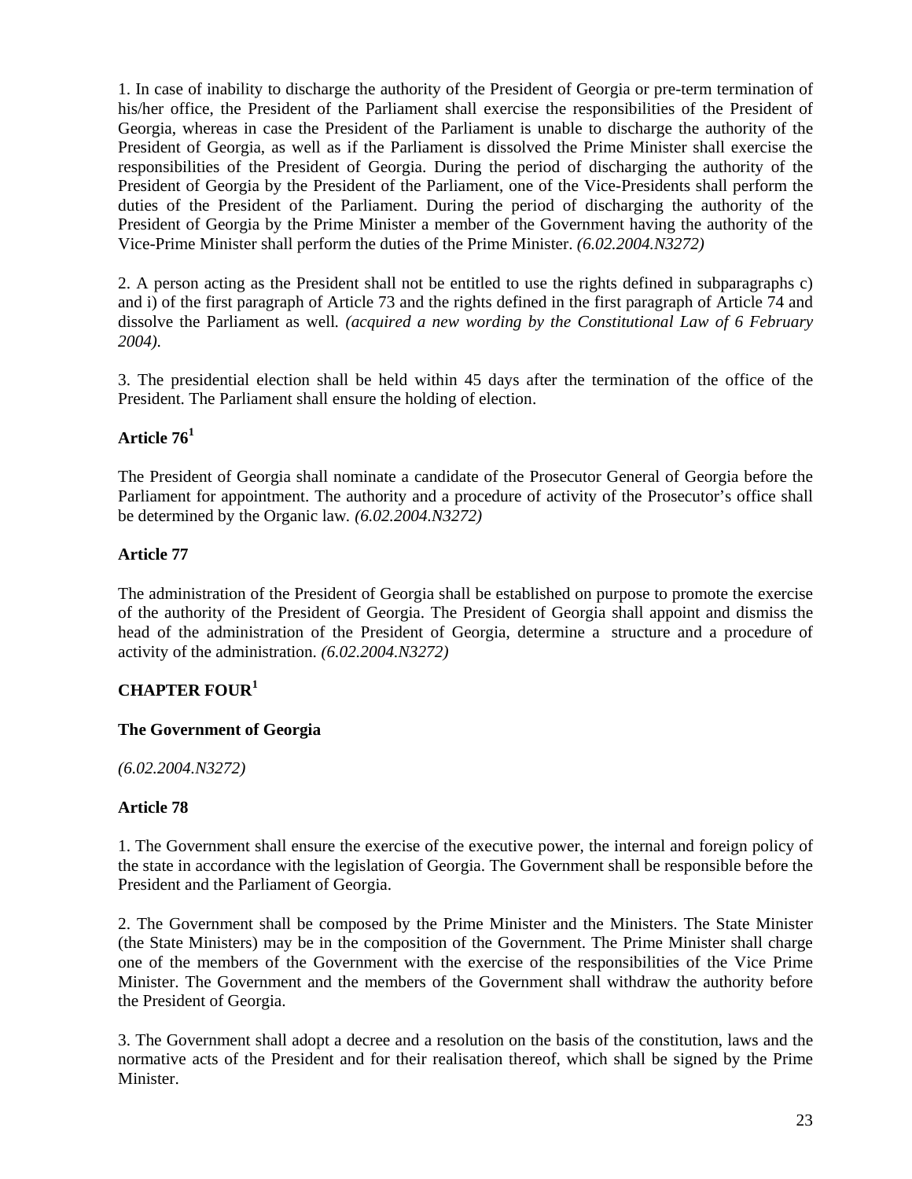1. In case of inability to discharge the authority of the President of Georgia or pre-term termination of his/her office, the President of the Parliament shall exercise the responsibilities of the President of Georgia, whereas in case the President of the Parliament is unable to discharge the authority of the President of Georgia, as well as if the Parliament is dissolved the Prime Minister shall exercise the responsibilities of the President of Georgia. During the period of discharging the authority of the President of Georgia by the President of the Parliament, one of the Vice-Presidents shall perform the duties of the President of the Parliament. During the period of discharging the authority of the President of Georgia by the Prime Minister a member of the Government having the authority of the Vice-Prime Minister shall perform the duties of the Prime Minister. *(6.02.2004.N3272)*

2. A person acting as the President shall not be entitled to use the rights defined in subparagraphs c) and i) of the first paragraph of Article 73 and the rights defined in the first paragraph of Article 74 and dissolve the Parliament as well. *(acquired a new wording by the Constitutional Law of 6 February 2004).*

3. The presidential election shall be held within 45 days after the termination of the office of the President. The Parliament shall ensure the holding of election.

### Article 76[1]

The President of Georgia shall nominate a candidate of the Prosecutor General of Georgia before the Parliament for appointment. The authority and a procedure of activity of the Prosecutor's office shall be determined by the Organic law. *(6.02.2004.N3272)*

### Article 77

The administration of the President of Georgia shall be established on purpose to promote the exercise of the authority of the President of Georgia. The President of Georgia shall appoint and dismiss the head of the administration of the President of Georgia, determine a structure and a procedure of activity of the administration. *(6.02.2004.N3272)*

## CHAPTER FOUR[1]

## The Government of Georgia

*(6.02.2004.N3272)*

### Article 78

1. The Government shall ensure the exercise of the executive power, the internal and foreign policy of the state in accordance with the legislation of Georgia. The Government shall be responsible before the President and the Parliament of Georgia.

2. The Government shall be composed by the Prime Minister and the Ministers. The State Minister (the State Ministers) may be in the composition of the Government. The Prime Minister shall charge one of the members of the Government with the exercise of the responsibilities of the Vice Prime Minister. The Government and the members of the Government shall withdraw the authority before the President of Georgia.

3. The Government shall adopt a decree and a resolution on the basis of the constitution, laws and the normative acts of the President and for their realisation thereof, which shall be signed by the Prime Minister.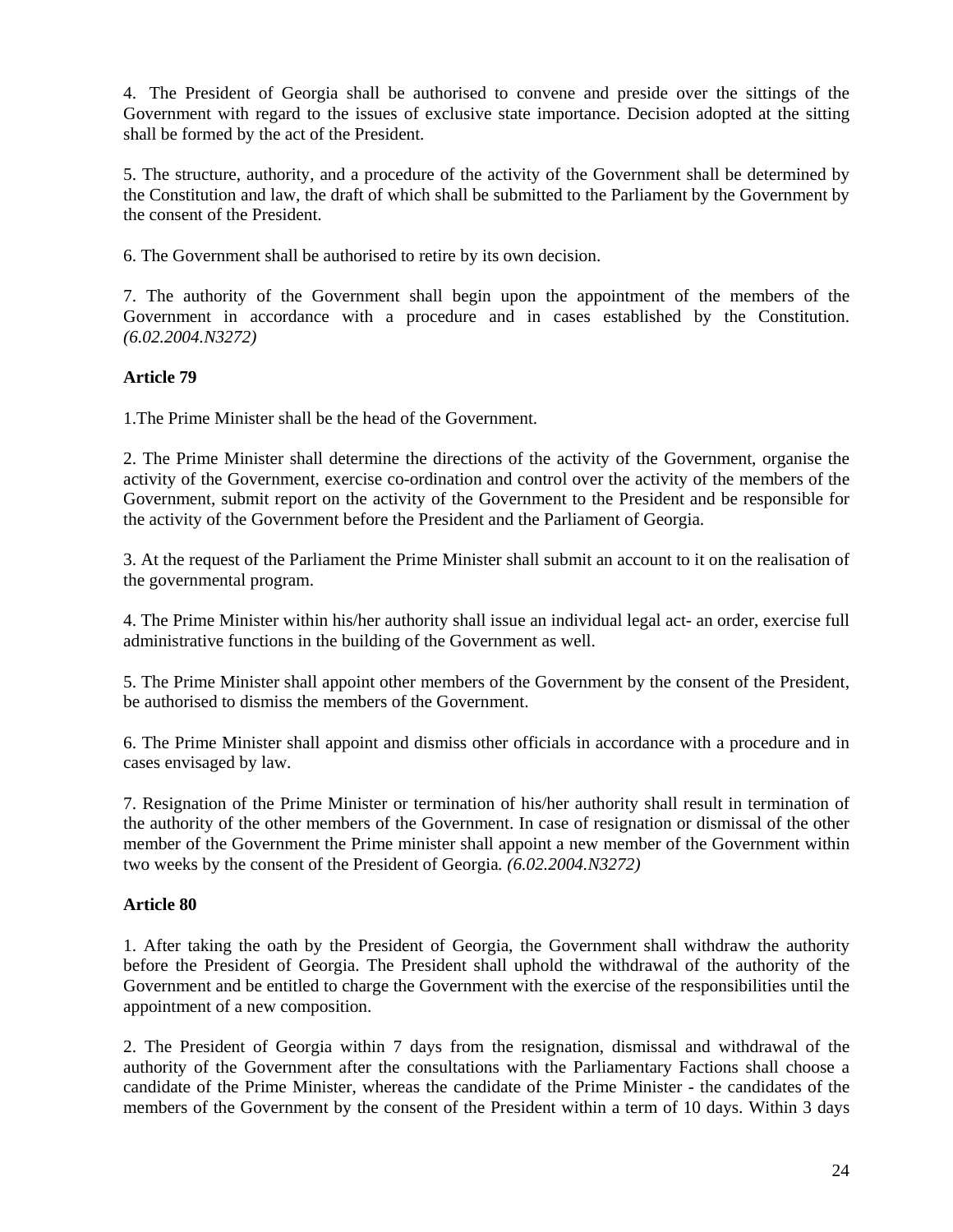4. The President of Georgia shall be authorised to convene and preside over the sittings of the Government with regard to the issues of exclusive state importance. Decision adopted at the sitting shall be formed by the act of the President.

5. The structure, authority, and a procedure of the activity of the Government shall be determined by the Constitution and law, the draft of which shall be submitted to the Parliament by the Government by the consent of the President.

6. The Government shall be authorised to retire by its own decision.

7. The authority of the Government shall begin upon the appointment of the members of the Government in accordance with a procedure and in cases established by the Constitution. *(6.02.2004.N3272)*

**Article 79**

1.The Prime Minister shall be the head of the Government.

2. The Prime Minister shall determine the directions of the activity of the Government, organise the activity of the Government, exercise co-ordination and control over the activity of the members of the Government, submit report on the activity of the Government to the President and be responsible for the activity of the Government before the President and the Parliament of Georgia.

3. At the request of the Parliament the Prime Minister shall submit an account to it on the realisation of the governmental program.

4. The Prime Minister within his/her authority shall issue an individual legal act- an order, exercise full administrative functions in the building of the Government as well.

5. The Prime Minister shall appoint other members of the Government by the consent of the President, be authorised to dismiss the members of the Government.

6. The Prime Minister shall appoint and dismiss other officials in accordance with a procedure and in cases envisaged by law.

7. Resignation of the Prime Minister or termination of his/her authority shall result in termination of the authority of the other members of the Government. In case of resignation or dismissal of the other member of the Government the Prime minister shall appoint a new member of the Government within two weeks by the consent of the President of Georgia. *(6.02.2004.N3272)*

**Article 80**

1. After taking the oath by the President of Georgia, the Government shall withdraw the authority before the President of Georgia. The President shall uphold the withdrawal of the authority of the Government and be entitled to charge the Government with the exercise of the responsibilities until the appointment of a new composition.

2. The President of Georgia within 7 days from the resignation, dismissal and withdrawal of the authority of the Government after the consultations with the Parliamentary Factions shall choose a candidate of the Prime Minister, whereas the candidate of the Prime Minister - the candidates of the members of the Government by the consent of the President within a term of 10 days. Within 3 days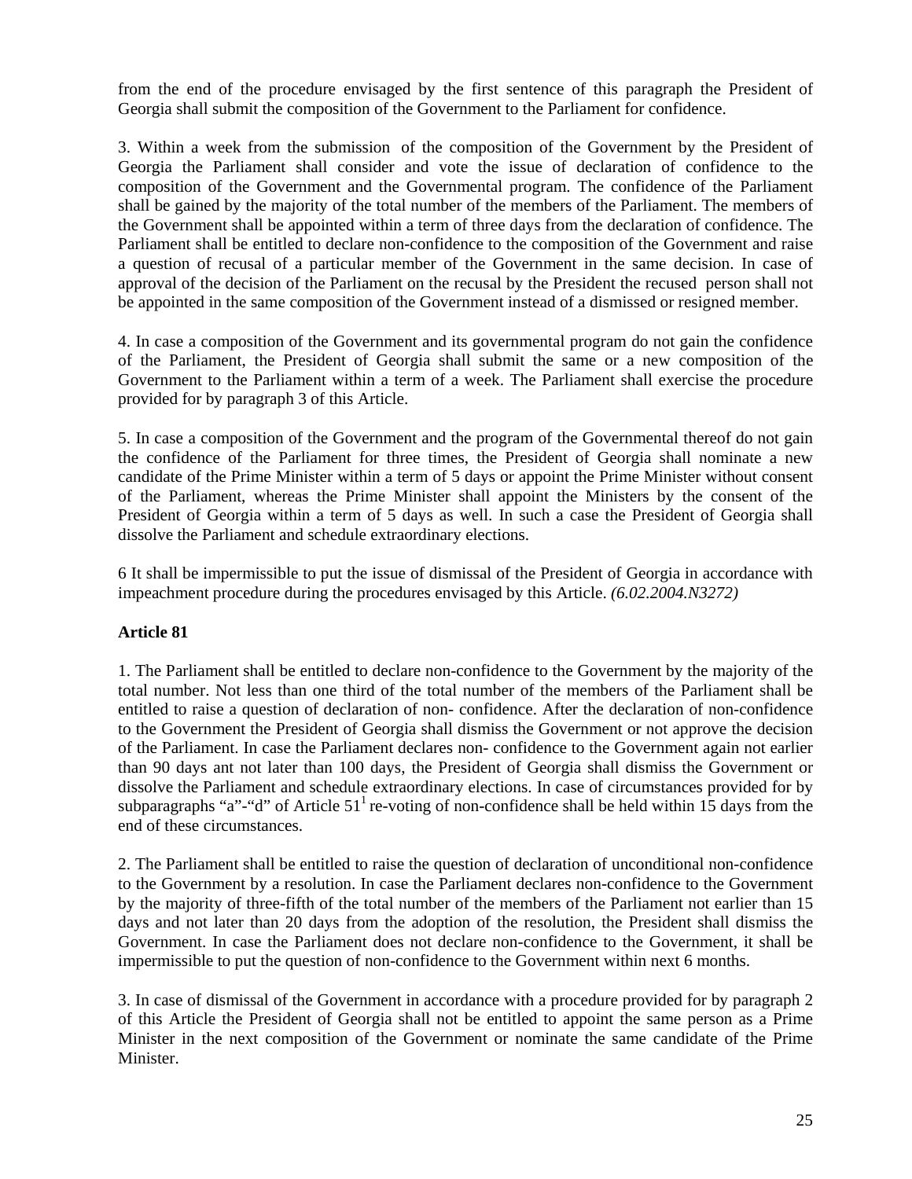from the end of the procedure envisaged by the first sentence of this paragraph the President of Georgia shall submit the composition of the Government to the Parliament for confidence.

3. Within a week from the submission of the composition of the Government by the President of Georgia the Parliament shall consider and vote the issue of declaration of confidence to the composition of the Government and the Governmental program. The confidence of the Parliament shall be gained by the majority of the total number of the members of the Parliament. The members of the Government shall be appointed within a term of three days from the declaration of confidence. The Parliament shall be entitled to declare non-confidence to the composition of the Government and raise a question of recusal of a particular member of the Government in the same decision. In case of approval of the decision of the Parliament on the recusal by the President the recused person shall not be appointed in the same composition of the Government instead of a dismissed or resigned member.

4. In case a composition of the Government and its governmental program do not gain the confidence of the Parliament, the President of Georgia shall submit the same or a new composition of the Government to the Parliament within a term of a week. The Parliament shall exercise the procedure provided for by paragraph 3 of this Article.

5. In case a composition of the Government and the program of the Governmental thereof do not gain the confidence of the Parliament for three times, the President of Georgia shall nominate a new candidate of the Prime Minister within a term of 5 days or appoint the Prime Minister without consent of the Parliament, whereas the Prime Minister shall appoint the Ministers by the consent of the President of Georgia within a term of 5 days as well. In such a case the President of Georgia shall dissolve the Parliament and schedule extraordinary elections.

6 It shall be impermissible to put the issue of dismissal of the President of Georgia in accordance with impeachment procedure during the procedures envisaged by this Article. *(6.02.2004.N3272)*

**Article 81**

1. The Parliament shall be entitled to declare non-confidence to the Government by the majority of the total number. Not less than one third of the total number of the members of the Parliament shall be entitled to raise a question of declaration of non- confidence. After the declaration of non-confidence to the Government the President of Georgia shall dismiss the Government or not approve the decision of the Parliament. In case the Parliament declares non- confidence to the Government again not earlier than 90 days ant not later than 100 days, the President of Georgia shall dismiss the Government or dissolve the Parliament and schedule extraordinary elections. In case of circumstances provided for by subparagraphs “a”-“d” of Article $51^1$ re-voting of non-confidence shall be held within 15 days from the end of these circumstances.

2. The Parliament shall be entitled to raise the question of declaration of unconditional non-confidence to the Government by a resolution. In case the Parliament declares non-confidence to the Government by the majority of three-fifth of the total number of the members of the Parliament not earlier than 15 days and not later than 20 days from the adoption of the resolution, the President shall dismiss the Government. In case the Parliament does not declare non-confidence to the Government, it shall be impermissible to put the question of non-confidence to the Government within next 6 months.

3. In case of dismissal of the Government in accordance with a procedure provided for by paragraph 2 of this Article the President of Georgia shall not be entitled to appoint the same person as a Prime Minister in the next composition of the Government or nominate the same candidate of the Prime Minister.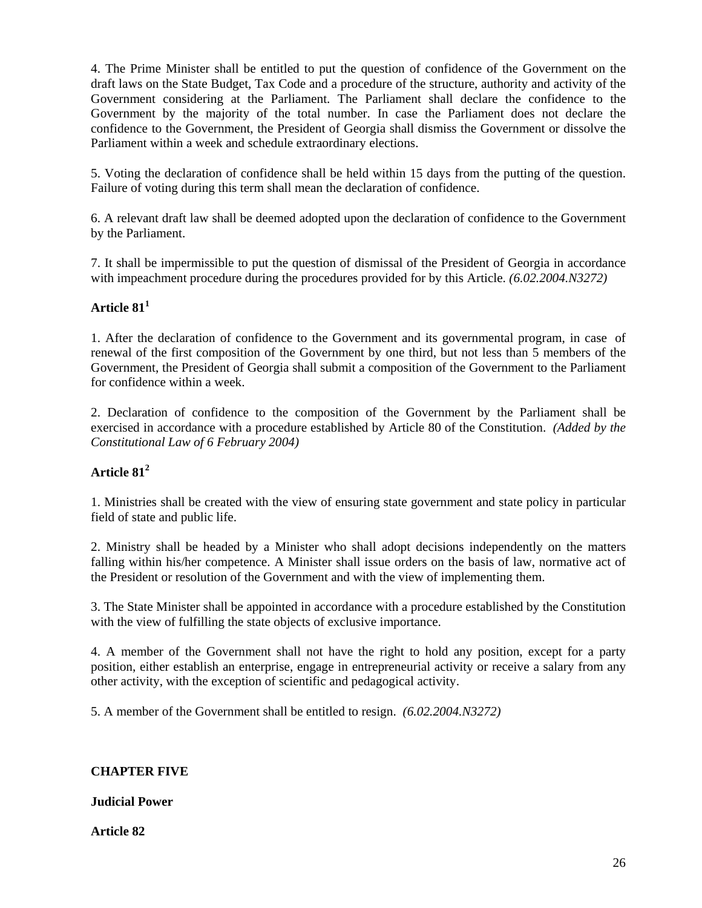4. The Prime Minister shall be entitled to put the question of confidence of the Government on the draft laws on the State Budget, Tax Code and a procedure of the structure, authority and activity of the Government considering at the Parliament. The Parliament shall declare the confidence to the Government by the majority of the total number. In case the Parliament does not declare the confidence to the Government, the President of Georgia shall dismiss the Government or dissolve the Parliament within a week and schedule extraordinary elections.

5. Voting the declaration of confidence shall be held within 15 days from the putting of the question. Failure of voting during this term shall mean the declaration of confidence.

6. A relevant draft law shall be deemed adopted upon the declaration of confidence to the Government by the Parliament.

7. It shall be impermissible to put the question of dismissal of the President of Georgia in accordance with impeachment procedure during the procedures provided for by this Article. *(6.02.2004.N3272)*

**Article 81[1]**

1. After the declaration of confidence to the Government and its governmental program, in case of renewal of the first composition of the Government by one third, but not less than 5 members of the Government, the President of Georgia shall submit a composition of the Government to the Parliament for confidence within a week.

2. Declaration of confidence to the composition of the Government by the Parliament shall be exercised in accordance with a procedure established by Article 80 of the Constitution. *(Added by the Constitutional Law of 6 February 2004)*

**Article 81[2]**

1. Ministries shall be created with the view of ensuring state government and state policy in particular field of state and public life.

2. Ministry shall be headed by a Minister who shall adopt decisions independently on the matters falling within his/her competence. A Minister shall issue orders on the basis of law, normative act of the President or resolution of the Government and with the view of implementing them.

3. The State Minister shall be appointed in accordance with a procedure established by the Constitution with the view of fulfilling the state objects of exclusive importance.

4. A member of the Government shall not have the right to hold any position, except for a party position, either establish an enterprise, engage in entrepreneurial activity or receive a salary from any other activity, with the exception of scientific and pedagogical activity.

5. A member of the Government shall be entitled to resign. *(6.02.2004.N3272)*

## CHAPTER FIVE

**Judicial Power**

**Article 82**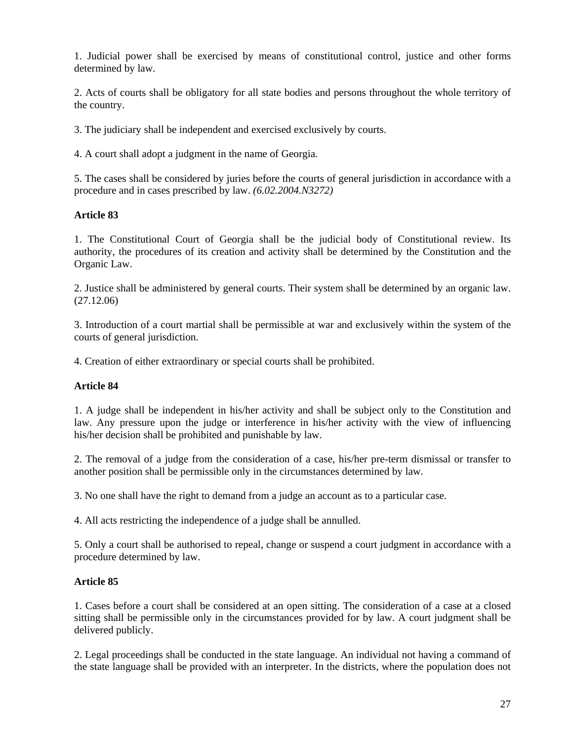1. Judicial power shall be exercised by means of constitutional control, justice and other forms determined by law.

2. Acts of courts shall be obligatory for all state bodies and persons throughout the whole territory of the country.

3. The judiciary shall be independent and exercised exclusively by courts.

4. A court shall adopt a judgment in the name of Georgia.

5. The cases shall be considered by juries before the courts of general jurisdiction in accordance with a procedure and in cases prescribed by law. *(6.02.2004.N3272)*

**Article 83**

1. The Constitutional Court of Georgia shall be the judicial body of Constitutional review. Its authority, the procedures of its creation and activity shall be determined by the Constitution and the Organic Law.

2. Justice shall be administered by general courts. Their system shall be determined by an organic law. (27.12.06)

3. Introduction of a court martial shall be permissible at war and exclusively within the system of the courts of general jurisdiction.

4. Creation of either extraordinary or special courts shall be prohibited.

**Article 84**

1. A judge shall be independent in his/her activity and shall be subject only to the Constitution and law. Any pressure upon the judge or interference in his/her activity with the view of influencing his/her decision shall be prohibited and punishable by law.

2. The removal of a judge from the consideration of a case, his/her pre-term dismissal or transfer to another position shall be permissible only in the circumstances determined by law.

3. No one shall have the right to demand from a judge an account as to a particular case.

4. All acts restricting the independence of a judge shall be annulled.

5. Only a court shall be authorised to repeal, change or suspend a court judgment in accordance with a procedure determined by law.

**Article 85**

1. Cases before a court shall be considered at an open sitting. The consideration of a case at a closed sitting shall be permissible only in the circumstances provided for by law. A court judgment shall be delivered publicly.

2. Legal proceedings shall be conducted in the state language. An individual not having a command of the state language shall be provided with an interpreter. In the districts, where the population does not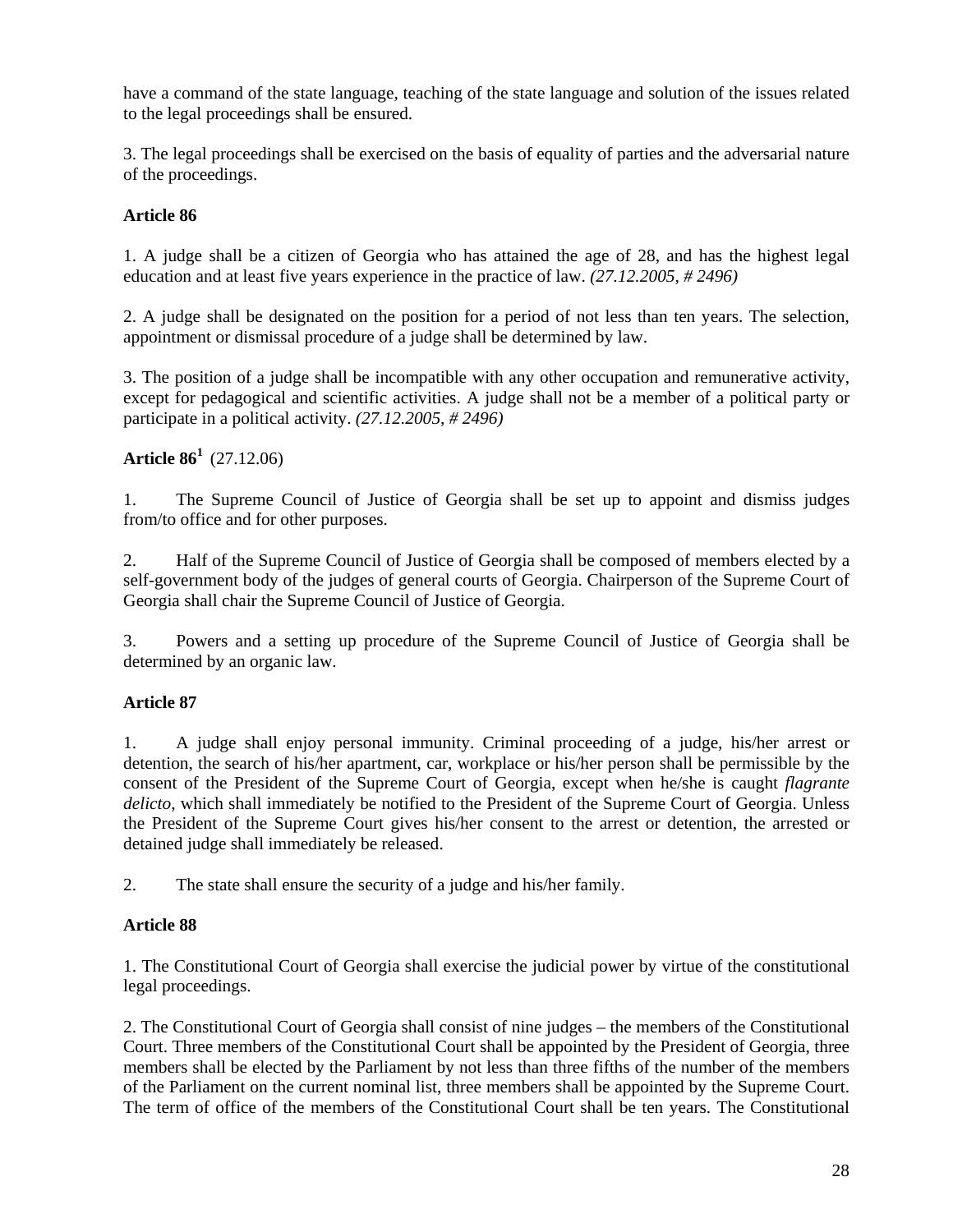have a command of the state language, teaching of the state language and solution of the issues related to the legal proceedings shall be ensured.

3. The legal proceedings shall be exercised on the basis of equality of parties and the adversarial nature of the proceedings.

**Article 86**

1. A judge shall be a citizen of Georgia who has attained the age of 28, and has the highest legal education and at least five years experience in the practice of law. *(27.12.2005, # 2496)*

2. A judge shall be designated on the position for a period of not less than ten years. The selection, appointment or dismissal procedure of a judge shall be determined by law.

3. The position of a judge shall be incompatible with any other occupation and remunerative activity, except for pedagogical and scientific activities. A judge shall not be a member of a political party or participate in a political activity. *(27.12.2005, # 2496)*

**Article 86[1]** (27.12.06)

1. The Supreme Council of Justice of Georgia shall be set up to appoint and dismiss judges from/to office and for other purposes.

2. Half of the Supreme Council of Justice of Georgia shall be composed of members elected by a self-government body of the judges of general courts of Georgia. Chairperson of the Supreme Court of Georgia shall chair the Supreme Council of Justice of Georgia.

3. Powers and a setting up procedure of the Supreme Council of Justice of Georgia shall be determined by an organic law.

**Article 87**

1. A judge shall enjoy personal immunity. Criminal proceeding of a judge, his/her arrest or detention, the search of his/her apartment, car, workplace or his/her person shall be permissible by the consent of the President of the Supreme Court of Georgia, except when he/she is caught *flagrante delicto*, which shall immediately be notified to the President of the Supreme Court of Georgia. Unless the President of the Supreme Court gives his/her consent to the arrest or detention, the arrested or detained judge shall immediately be released.

2. The state shall ensure the security of a judge and his/her family.

**Article 88**

1. The Constitutional Court of Georgia shall exercise the judicial power by virtue of the constitutional legal proceedings.

2. The Constitutional Court of Georgia shall consist of nine judges – the members of the Constitutional Court. Three members of the Constitutional Court shall be appointed by the President of Georgia, three members shall be elected by the Parliament by not less than three fifths of the number of the members of the Parliament on the current nominal list, three members shall be appointed by the Supreme Court. The term of office of the members of the Constitutional Court shall be ten years. The Constitutional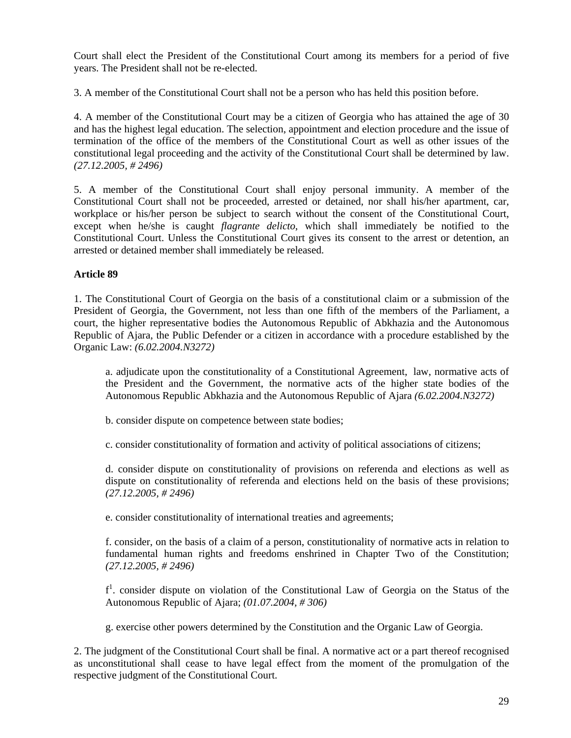Court shall elect the President of the Constitutional Court among its members for a period of five years. The President shall not be re-elected.

3. A member of the Constitutional Court shall not be a person who has held this position before.

4. A member of the Constitutional Court may be a citizen of Georgia who has attained the age of 30 and has the highest legal education. The selection, appointment and election procedure and the issue of termination of the office of the members of the Constitutional Court as well as other issues of the constitutional legal proceeding and the activity of the Constitutional Court shall be determined by law. *(27.12.2005, # 2496)*

5. A member of the Constitutional Court shall enjoy personal immunity. A member of the Constitutional Court shall not be proceeded, arrested or detained, nor shall his/her apartment, car, workplace or his/her person be subject to search without the consent of the Constitutional Court, except when he/she is caught *flagrante delicto*, which shall immediately be notified to the Constitutional Court. Unless the Constitutional Court gives its consent to the arrest or detention, an arrested or detained member shall immediately be released.

**Article 89**

1. The Constitutional Court of Georgia on the basis of a constitutional claim or a submission of the President of Georgia, the Government, not less than one fifth of the members of the Parliament, a court, the higher representative bodies the Autonomous Republic of Abkhazia and the Autonomous Republic of Ajara, the Public Defender or a citizen in accordance with a procedure established by the Organic Law: *(6.02.2004.N3272)*

> a. adjudicate upon the constitutionality of a Constitutional Agreement, law, normative acts of the President and the Government, the normative acts of the higher state bodies of the Autonomous Republic Abkhazia and the Autonomous Republic of Ajara *(6.02.2004.N3272)*
>
> b. consider dispute on competence between state bodies;
>
> c. consider constitutionality of formation and activity of political associations of citizens;
>
> d. consider dispute on constitutionality of provisions on referenda and elections as well as dispute on constitutionality of referenda and elections held on the basis of these provisions; *(27.12.2005, # 2496)*
>
> e. consider constitutionality of international treaties and agreements;
>
> f. consider, on the basis of a claim of a person, constitutionality of normative acts in relation to fundamental human rights and freedoms enshrined in Chapter Two of the Constitution; *(27.12.2005, # 2496)*
>
> $f^1$. consider dispute on violation of the Constitutional Law of Georgia on the Status of the Autonomous Republic of Ajara; *(01.07.2004, # 306)*
>
> g. exercise other powers determined by the Constitution and the Organic Law of Georgia.

2. The judgment of the Constitutional Court shall be final. A normative act or a part thereof recognised as unconstitutional shall cease to have legal effect from the moment of the promulgation of the respective judgment of the Constitutional Court.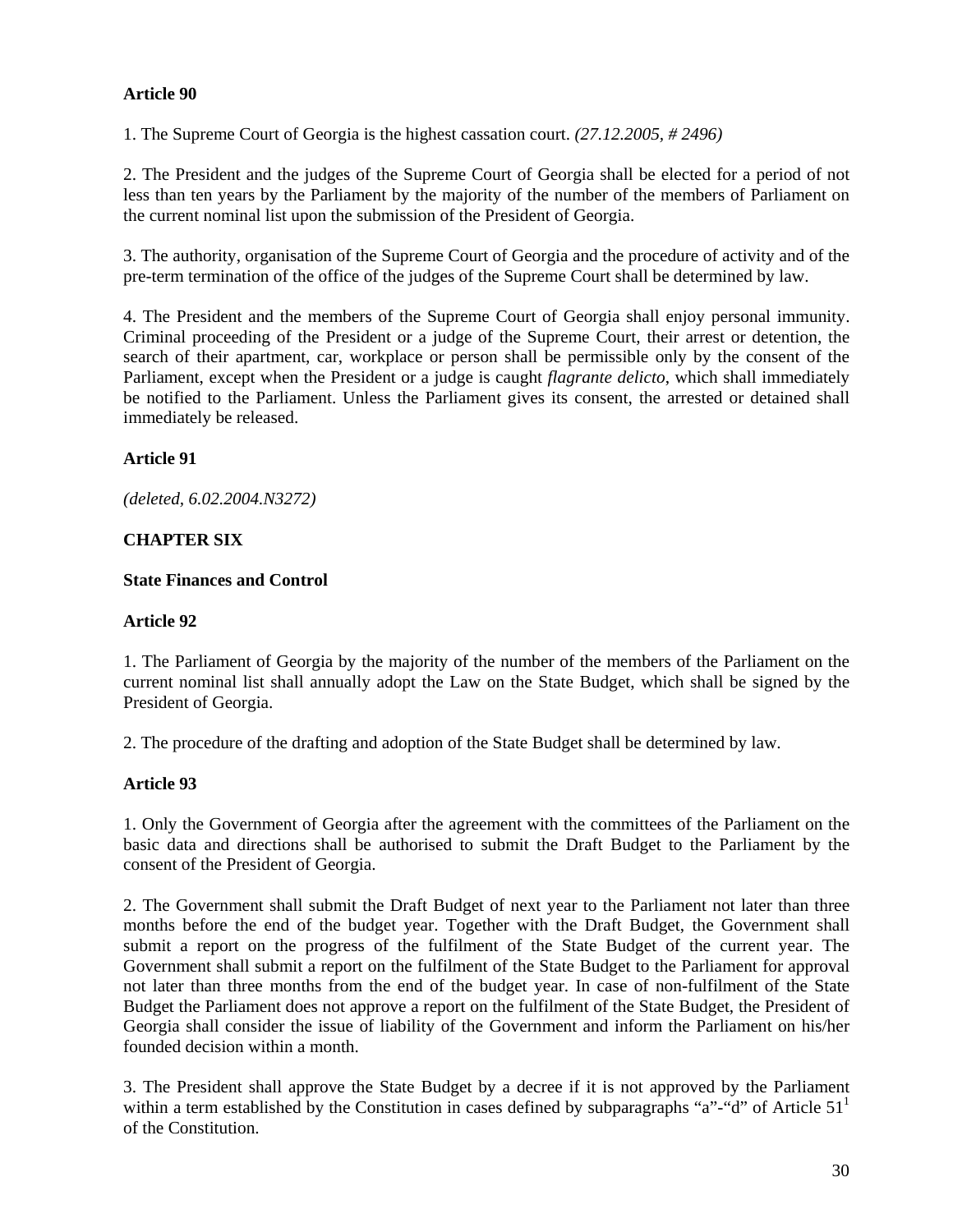**Article 90**

1. The Supreme Court of Georgia is the highest cassation court. *(27.12.2005, # 2496)*

2. The President and the judges of the Supreme Court of Georgia shall be elected for a period of not less than ten years by the Parliament by the majority of the number of the members of Parliament on the current nominal list upon the submission of the President of Georgia.

3. The authority, organisation of the Supreme Court of Georgia and the procedure of activity and of the pre-term termination of the office of the judges of the Supreme Court shall be determined by law.

4. The President and the members of the Supreme Court of Georgia shall enjoy personal immunity. Criminal proceeding of the President or a judge of the Supreme Court, their arrest or detention, the search of their apartment, car, workplace or person shall be permissible only by the consent of the Parliament, except when the President or a judge is caught *flagrante delicto*, which shall immediately be notified to the Parliament. Unless the Parliament gives its consent, the arrested or detained shall immediately be released.

**Article 91**

*(deleted, 6.02.2004.N3272)*

**CHAPTER SIX**

**State Finances and Control**

**Article 92**

1. The Parliament of Georgia by the majority of the number of the members of the Parliament on the current nominal list shall annually adopt the Law on the State Budget, which shall be signed by the President of Georgia.

2. The procedure of the drafting and adoption of the State Budget shall be determined by law.

**Article 93**

1. Only the Government of Georgia after the agreement with the committees of the Parliament on the basic data and directions shall be authorised to submit the Draft Budget to the Parliament by the consent of the President of Georgia.

2. The Government shall submit the Draft Budget of next year to the Parliament not later than three months before the end of the budget year. Together with the Draft Budget, the Government shall submit a report on the progress of the fulfilment of the State Budget of the current year. The Government shall submit a report on the fulfilment of the State Budget to the Parliament for approval not later than three months from the end of the budget year. In case of non-fulfilment of the State Budget the Parliament does not approve a report on the fulfilment of the State Budget, the President of Georgia shall consider the issue of liability of the Government and inform the Parliament on his/her founded decision within a month.

3. The President shall approve the State Budget by a decree if it is not approved by the Parliament within a term established by the Constitution in cases defined by subparagraphs “a”-“d” of Article $51^1$ of the Constitution.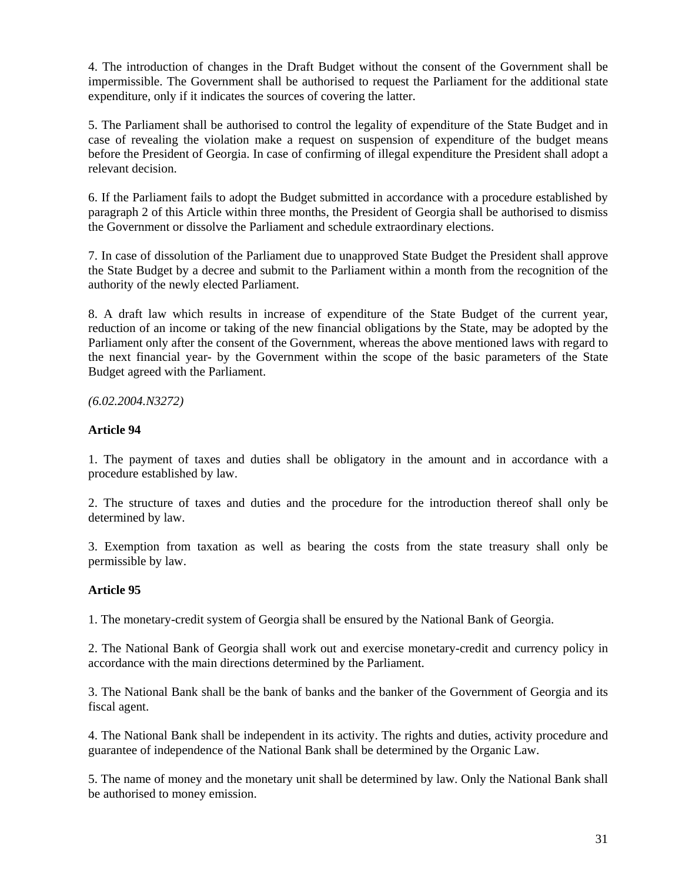4. The introduction of changes in the Draft Budget without the consent of the Government shall be impermissible. The Government shall be authorised to request the Parliament for the additional state expenditure, only if it indicates the sources of covering the latter.

5. The Parliament shall be authorised to control the legality of expenditure of the State Budget and in case of revealing the violation make a request on suspension of expenditure of the budget means before the President of Georgia. In case of confirming of illegal expenditure the President shall adopt a relevant decision.

6. If the Parliament fails to adopt the Budget submitted in accordance with a procedure established by paragraph 2 of this Article within three months, the President of Georgia shall be authorised to dismiss the Government or dissolve the Parliament and schedule extraordinary elections.

7. In case of dissolution of the Parliament due to unapproved State Budget the President shall approve the State Budget by a decree and submit to the Parliament within a month from the recognition of the authority of the newly elected Parliament.

8. A draft law which results in increase of expenditure of the State Budget of the current year, reduction of an income or taking of the new financial obligations by the State, may be adopted by the Parliament only after the consent of the Government, whereas the above mentioned laws with regard to the next financial year- by the Government within the scope of the basic parameters of the State Budget agreed with the Parliament.

*(6.02.2004.N3272)*

**Article 94**

1. The payment of taxes and duties shall be obligatory in the amount and in accordance with a procedure established by law.

2. The structure of taxes and duties and the procedure for the introduction thereof shall only be determined by law.

3. Exemption from taxation as well as bearing the costs from the state treasury shall only be permissible by law.

**Article 95**

1. The monetary-credit system of Georgia shall be ensured by the National Bank of Georgia.

2. The National Bank of Georgia shall work out and exercise monetary-credit and currency policy in accordance with the main directions determined by the Parliament.

3. The National Bank shall be the bank of banks and the banker of the Government of Georgia and its fiscal agent.

4. The National Bank shall be independent in its activity. The rights and duties, activity procedure and guarantee of independence of the National Bank shall be determined by the Organic Law.

5. The name of money and the monetary unit shall be determined by law. Only the National Bank shall be authorised to money emission.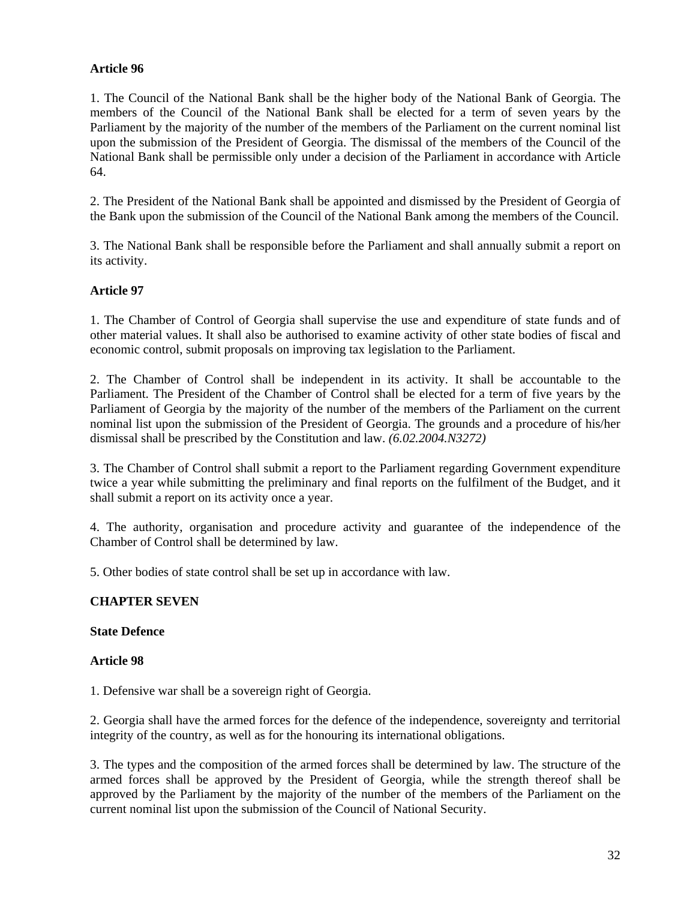**Article 96**

1. The Council of the National Bank shall be the higher body of the National Bank of Georgia. The members of the Council of the National Bank shall be elected for a term of seven years by the Parliament by the majority of the number of the members of the Parliament on the current nominal list upon the submission of the President of Georgia. The dismissal of the members of the Council of the National Bank shall be permissible only under a decision of the Parliament in accordance with Article 64.

2. The President of the National Bank shall be appointed and dismissed by the President of Georgia of the Bank upon the submission of the Council of the National Bank among the members of the Council.

3. The National Bank shall be responsible before the Parliament and shall annually submit a report on its activity.

**Article 97**

1. The Chamber of Control of Georgia shall supervise the use and expenditure of state funds and of other material values. It shall also be authorised to examine activity of other state bodies of fiscal and economic control, submit proposals on improving tax legislation to the Parliament.

2. The Chamber of Control shall be independent in its activity. It shall be accountable to the Parliament. The President of the Chamber of Control shall be elected for a term of five years by the Parliament of Georgia by the majority of the number of the members of the Parliament on the current nominal list upon the submission of the President of Georgia. The grounds and a procedure of his/her dismissal shall be prescribed by the Constitution and law. *(6.02.2004.N3272)*

3. The Chamber of Control shall submit a report to the Parliament regarding Government expenditure twice a year while submitting the preliminary and final reports on the fulfilment of the Budget, and it shall submit a report on its activity once a year.

4. The authority, organisation and procedure activity and guarantee of the independence of the Chamber of Control shall be determined by law.

5. Other bodies of state control shall be set up in accordance with law.

**CHAPTER SEVEN**

**State Defence**

**Article 98**

1. Defensive war shall be a sovereign right of Georgia.

2. Georgia shall have the armed forces for the defence of the independence, sovereignty and territorial integrity of the country, as well as for the honouring its international obligations.

3. The types and the composition of the armed forces shall be determined by law. The structure of the armed forces shall be approved by the President of Georgia, while the strength thereof shall be approved by the Parliament by the majority of the number of the members of the Parliament on the current nominal list upon the submission of the Council of National Security.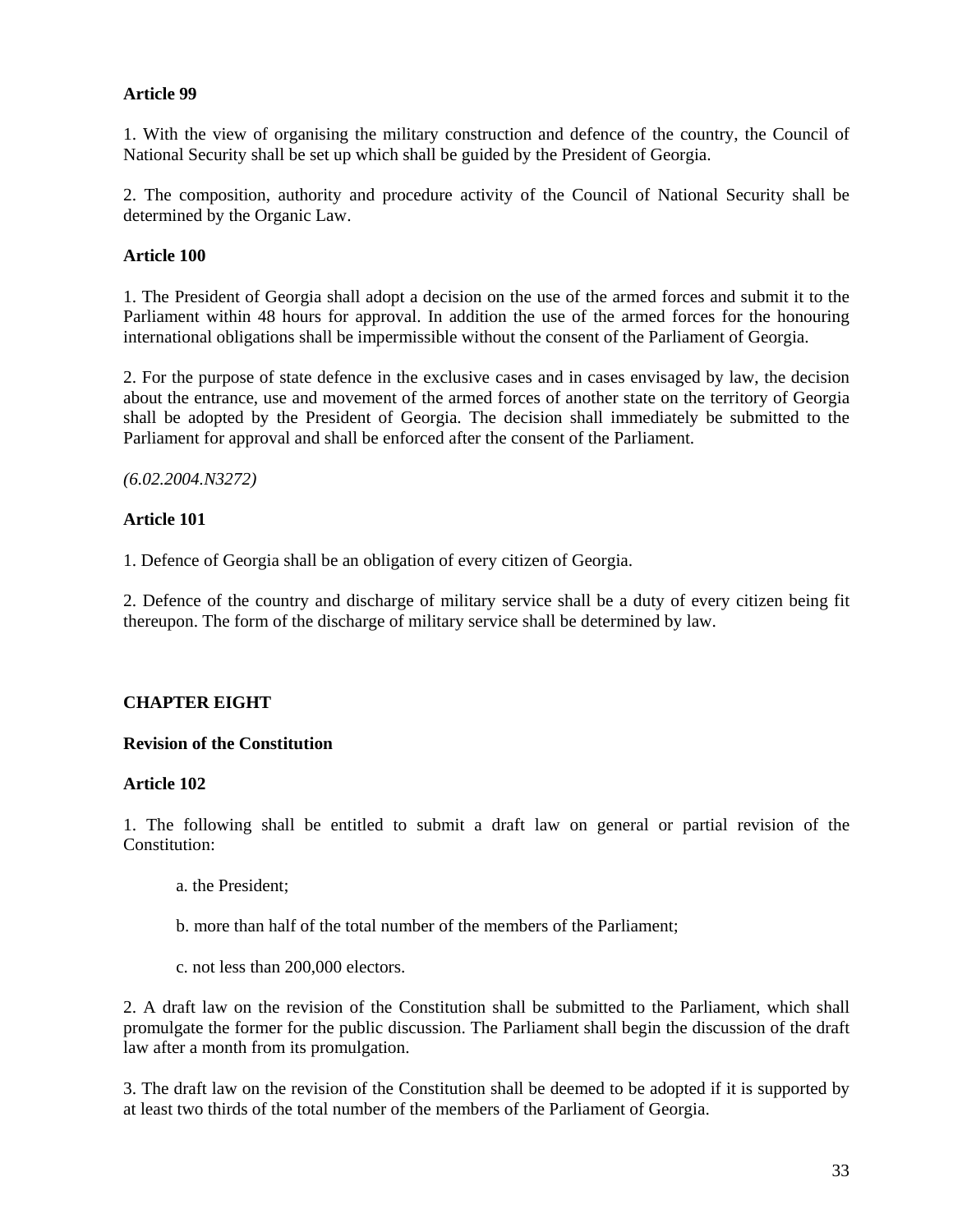**Article 99**

1. With the view of organising the military construction and defence of the country, the Council of National Security shall be set up which shall be guided by the President of Georgia.

2. The composition, authority and procedure activity of the Council of National Security shall be determined by the Organic Law.

**Article 100**

1. The President of Georgia shall adopt a decision on the use of the armed forces and submit it to the Parliament within 48 hours for approval. In addition the use of the armed forces for the honouring international obligations shall be impermissible without the consent of the Parliament of Georgia.

2. For the purpose of state defence in the exclusive cases and in cases envisaged by law, the decision about the entrance, use and movement of the armed forces of another state on the territory of Georgia shall be adopted by the President of Georgia. The decision shall immediately be submitted to the Parliament for approval and shall be enforced after the consent of the Parliament.

*(6.02.2004.N3272)*

**Article 101**

1. Defence of Georgia shall be an obligation of every citizen of Georgia.

2. Defence of the country and discharge of military service shall be a duty of every citizen being fit thereupon. The form of the discharge of military service shall be determined by law.

## CHAPTER EIGHT

### Revision of the Constitution

**Article 102**

1. The following shall be entitled to submit a draft law on general or partial revision of the Constitution:

   a. the President;

   b. more than half of the total number of the members of the Parliament;

   c. not less than 200,000 electors.

2. A draft law on the revision of the Constitution shall be submitted to the Parliament, which shall promulgate the former for the public discussion. The Parliament shall begin the discussion of the draft law after a month from its promulgation.

3. The draft law on the revision of the Constitution shall be deemed to be adopted if it is supported by at least two thirds of the total number of the members of the Parliament of Georgia.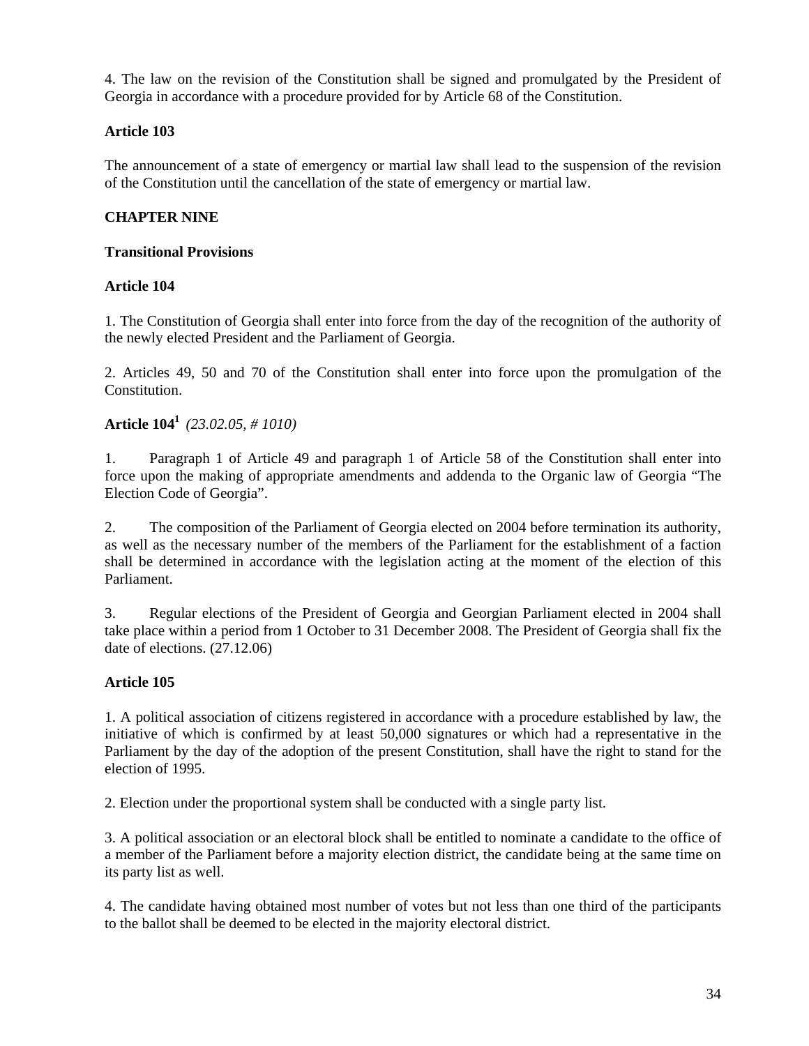4. The law on the revision of the Constitution shall be signed and promulgated by the President of Georgia in accordance with a procedure provided for by Article 68 of the Constitution.

**Article 103**

The announcement of a state of emergency or martial law shall lead to the suspension of the revision of the Constitution until the cancellation of the state of emergency or martial law.

**CHAPTER NINE**

**Transitional Provisions**

**Article 104**

1. The Constitution of Georgia shall enter into force from the day of the recognition of the authority of the newly elected President and the Parliament of Georgia.

2. Articles 49, 50 and 70 of the Constitution shall enter into force upon the promulgation of the Constitution.

**Article 104[1]** *(23.02.05, # 1010)*

1. Paragraph 1 of Article 49 and paragraph 1 of Article 58 of the Constitution shall enter into force upon the making of appropriate amendments and addenda to the Organic law of Georgia “The Election Code of Georgia”.

2. The composition of the Parliament of Georgia elected on 2004 before termination its authority, as well as the necessary number of the members of the Parliament for the establishment of a faction shall be determined in accordance with the legislation acting at the moment of the election of this Parliament.

3. Regular elections of the President of Georgia and Georgian Parliament elected in 2004 shall take place within a period from 1 October to 31 December 2008. The President of Georgia shall fix the date of elections. (27.12.06)

**Article 105**

1. A political association of citizens registered in accordance with a procedure established by law, the initiative of which is confirmed by at least 50,000 signatures or which had a representative in the Parliament by the day of the adoption of the present Constitution, shall have the right to stand for the election of 1995.

2. Election under the proportional system shall be conducted with a single party list.

3. A political association or an electoral block shall be entitled to nominate a candidate to the office of a member of the Parliament before a majority election district, the candidate being at the same time on its party list as well.

4. The candidate having obtained most number of votes but not less than one third of the participants to the ballot shall be deemed to be elected in the majority electoral district.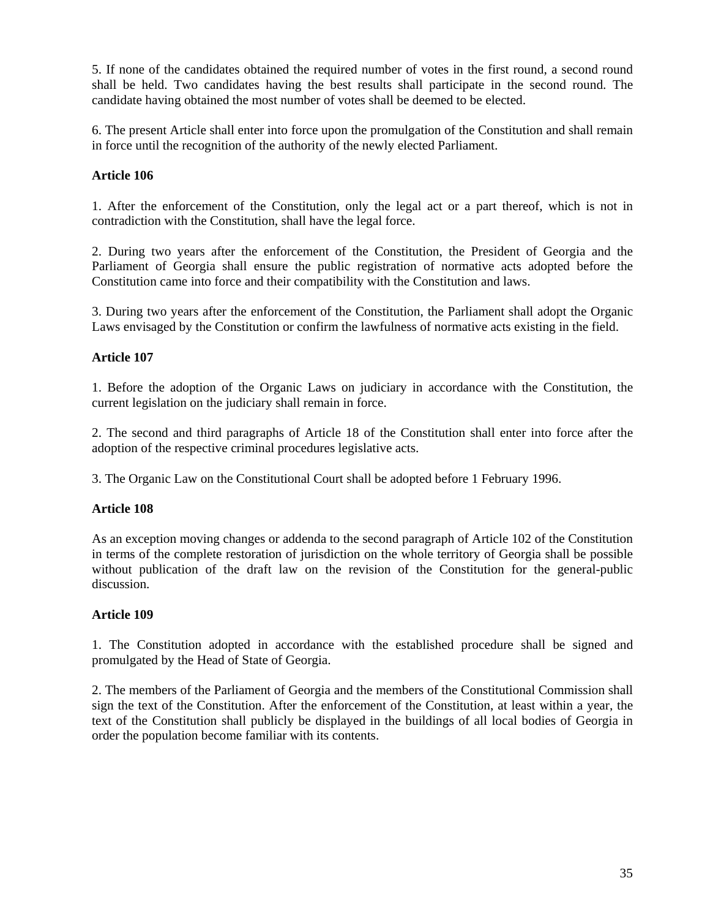5. If none of the candidates obtained the required number of votes in the first round, a second round shall be held. Two candidates having the best results shall participate in the second round. The candidate having obtained the most number of votes shall be deemed to be elected.

6. The present Article shall enter into force upon the promulgation of the Constitution and shall remain in force until the recognition of the authority of the newly elected Parliament.

**Article 106**

1. After the enforcement of the Constitution, only the legal act or a part thereof, which is not in contradiction with the Constitution, shall have the legal force.

2. During two years after the enforcement of the Constitution, the President of Georgia and the Parliament of Georgia shall ensure the public registration of normative acts adopted before the Constitution came into force and their compatibility with the Constitution and laws.

3. During two years after the enforcement of the Constitution, the Parliament shall adopt the Organic Laws envisaged by the Constitution or confirm the lawfulness of normative acts existing in the field.

**Article 107**

1. Before the adoption of the Organic Laws on judiciary in accordance with the Constitution, the current legislation on the judiciary shall remain in force.

2. The second and third paragraphs of Article 18 of the Constitution shall enter into force after the adoption of the respective criminal procedures legislative acts.

3. The Organic Law on the Constitutional Court shall be adopted before 1 February 1996.

**Article 108**

As an exception moving changes or addenda to the second paragraph of Article 102 of the Constitution in terms of the complete restoration of jurisdiction on the whole territory of Georgia shall be possible without publication of the draft law on the revision of the Constitution for the general-public discussion.

**Article 109**

1. The Constitution adopted in accordance with the established procedure shall be signed and promulgated by the Head of State of Georgia.

2. The members of the Parliament of Georgia and the members of the Constitutional Commission shall sign the text of the Constitution. After the enforcement of the Constitution, at least within a year, the text of the Constitution shall publicly be displayed in the buildings of all local bodies of Georgia in order the population become familiar with its contents.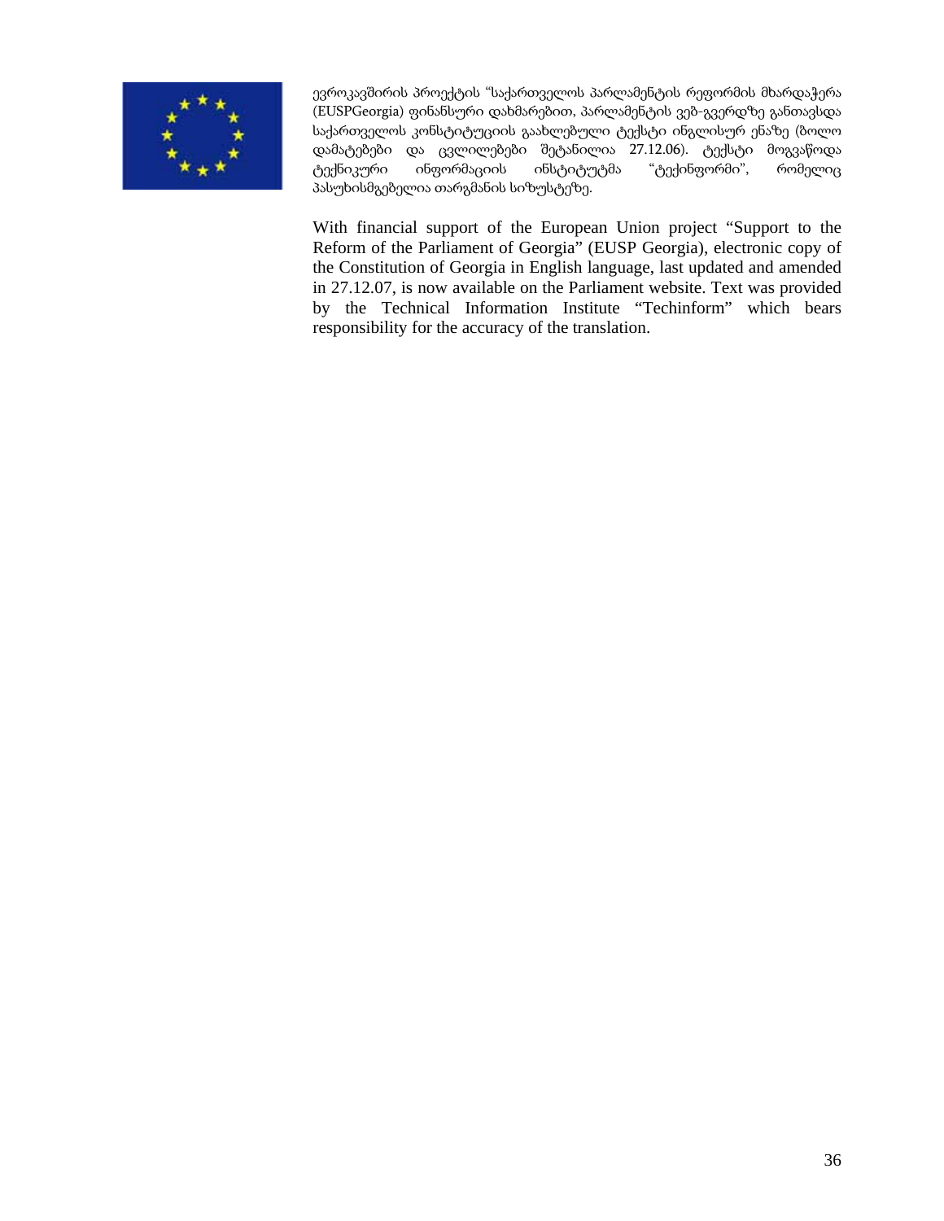ევროკავშირის პროექტის "საქართველოს პარლამენტის რეფორმის მხარდაჭერა (EUSPGeorgia) ფინანსური დახმარებით, პარლამენტის ვებ-გვერდზე განთავსდა საქართველოს კონსტიტუციის გაახლებული ტექსტი ინგლისურ ენაზე (ბოლო დამატებები და ცვლილებები შეტანილია 27.12.06). ტექსტი მოგვაწოდა ტექნიკური ინფორმაციის ინსტიტუტმა "ტექინფორმი", რომელიც პასუხისმგებელია თარგმანის სიზუსტეზე.

With financial support of the European Union project "Support to the Reform of the Parliament of Georgia" (EUSP Georgia), electronic copy of the Constitution of Georgia in English language, last updated and amended in 27.12.07, is now available on the Parliament website. Text was provided by the Technical Information Institute "Techinform" which bears responsibility for the accuracy of the translation.